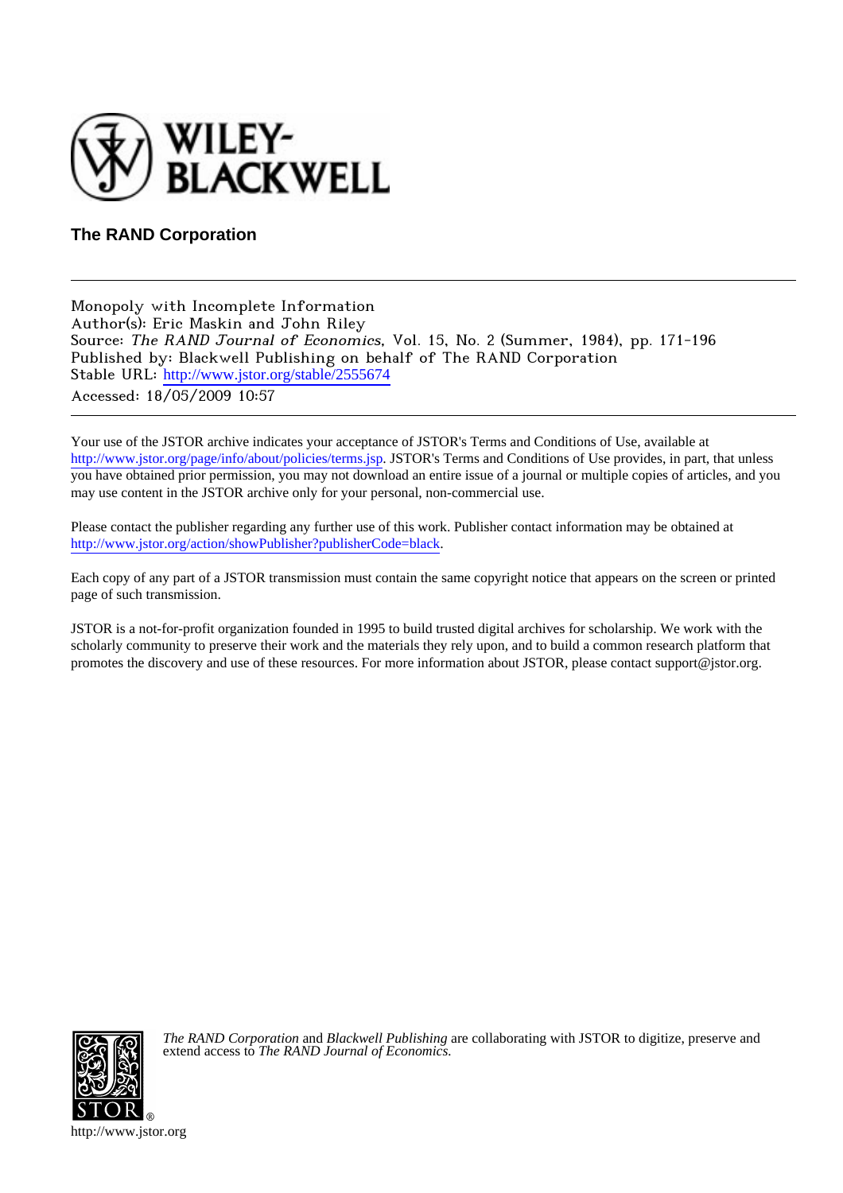**The RAND Corporation**

---

Monopoly with Incomplete Information
Author(s): Eric Maskin and John Riley
Source: *The RAND Journal of Economics*, Vol. 15, No. 2 (Summer, 1984), pp. 171-196
Published by: Blackwell Publishing on behalf of The RAND Corporation
Stable URL: http://www.jstor.org/stable/2555674
Accessed: 18/05/2009 10:57

---

Your use of the JSTOR archive indicates your acceptance of JSTOR's Terms and Conditions of Use, available at http://www.jstor.org/page/info/about/policies/terms.jsp. JSTOR's Terms and Conditions of Use provides, in part, that unless you have obtained prior permission, you may not download an entire issue of a journal or multiple copies of articles, and you may use content in the JSTOR archive only for your personal, non-commercial use.

Please contact the publisher regarding any further use of this work. Publisher contact information may be obtained at http://www.jstor.org/action/showPublisher?publisherCode=black.

Each copy of any part of a JSTOR transmission must contain the same copyright notice that appears on the screen or printed page of such transmission.

JSTOR is a not-for-profit organization founded in 1995 to build trusted digital archives for scholarship. We work with the scholarly community to preserve their work and the materials they rely upon, and to build a common research platform that promotes the discovery and use of these resources. For more information about JSTOR, please contact support@jstor.org.

*The RAND Corporation* and *Blackwell Publishing* are collaborating with JSTOR to digitize, preserve and extend access to *The RAND Journal of Economics.*

http://www.jstor.org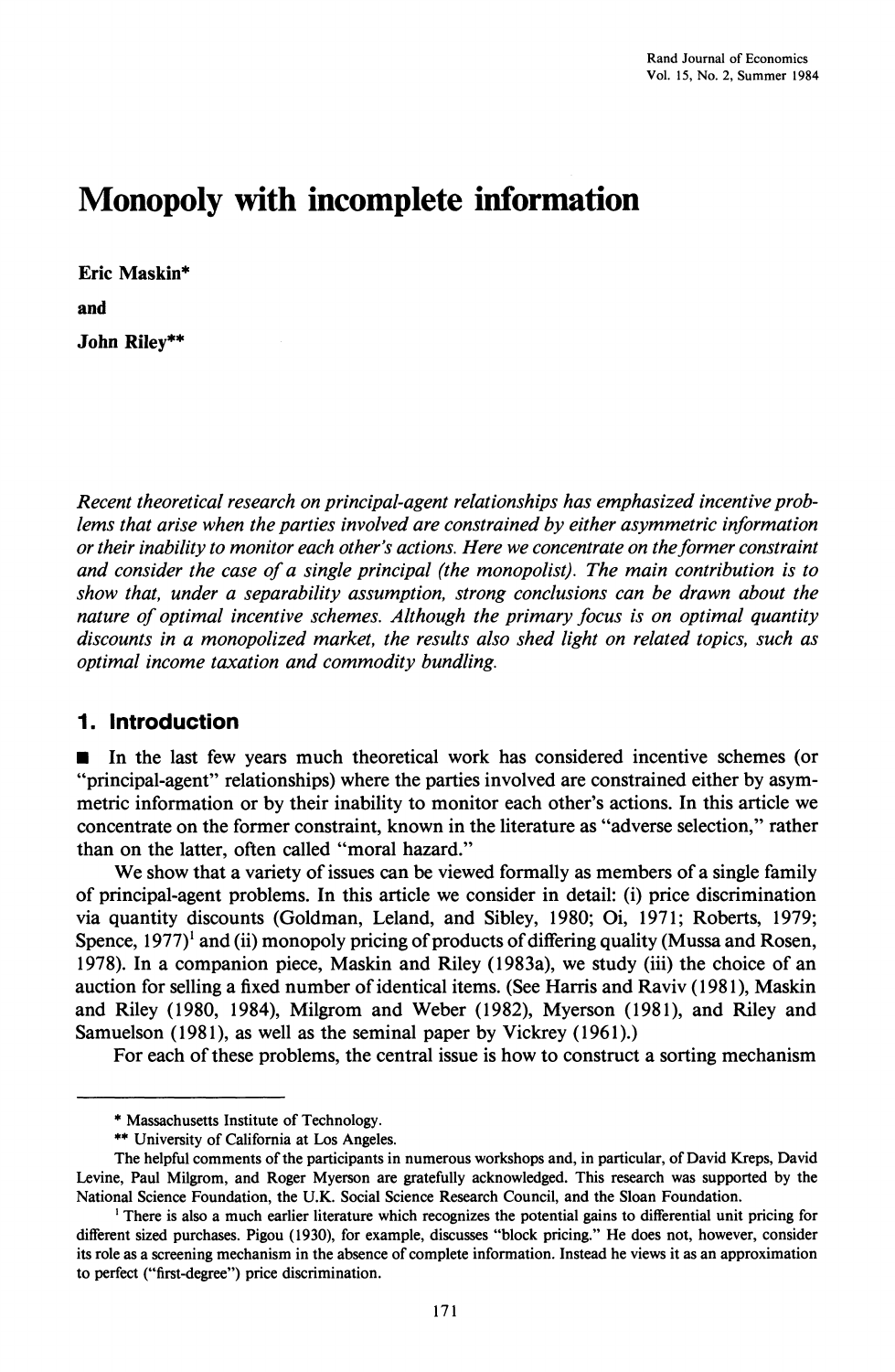# Monopoly with incomplete information

**Eric Maskin***

**and**

**John Riley****

*Recent theoretical research on principal-agent relationships has emphasized incentive problems that arise when the parties involved are constrained by either asymmetric information or their inability to monitor each other's actions. Here we concentrate on the former constraint and consider the case of a single principal (the monopolist). The main contribution is to show that, under a separability assumption, strong conclusions can be drawn about the nature of optimal incentive schemes. Although the primary focus is on optimal quantity discounts in a monopolized market, the results also shed light on related topics, such as optimal income taxation and commodity bundling.*

## 1. Introduction

■ In the last few years much theoretical work has considered incentive schemes (or "principal-agent" relationships) where the parties involved are constrained either by asymmetric information or by their inability to monitor each other's actions. In this article we concentrate on the former constraint, known in the literature as "adverse selection," rather than on the latter, often called "moral hazard."

We show that a variety of issues can be viewed formally as members of a single family of principal-agent problems. In this article we consider in detail: (i) price discrimination via quantity discounts (Goldman, Leland, and Sibley, 1980; Oi, 1971; Roberts, 1979; Spence, 1977)[1] and (ii) monopoly pricing of products of differing quality (Mussa and Rosen, 1978). In a companion piece, Maskin and Riley (1983a), we study (iii) the choice of an auction for selling a fixed number of identical items. (See Harris and Raviv (1981), Maskin and Riley (1980, 1984), Milgrom and Weber (1982), Myerson (1981), and Riley and Samuelson (1981), as well as the seminal paper by Vickrey (1961).)

For each of these problems, the central issue is how to construct a sorting mechanism

---

\* Massachusetts Institute of Technology.

\*\* University of California at Los Angeles.

The helpful comments of the participants in numerous workshops and, in particular, of David Kreps, David Levine, Paul Milgrom, and Roger Myerson are gratefully acknowledged. This research was supported by the National Science Foundation, the U.K. Social Science Research Council, and the Sloan Foundation.

[1] There is also a much earlier literature which recognizes the potential gains to differential unit pricing for different sized purchases. Pigou (1930), for example, discusses "block pricing." He does not, however, consider its role as a screening mechanism in the absence of complete information. Instead he views it as an approximation to perfect ("first-degree") price discrimination.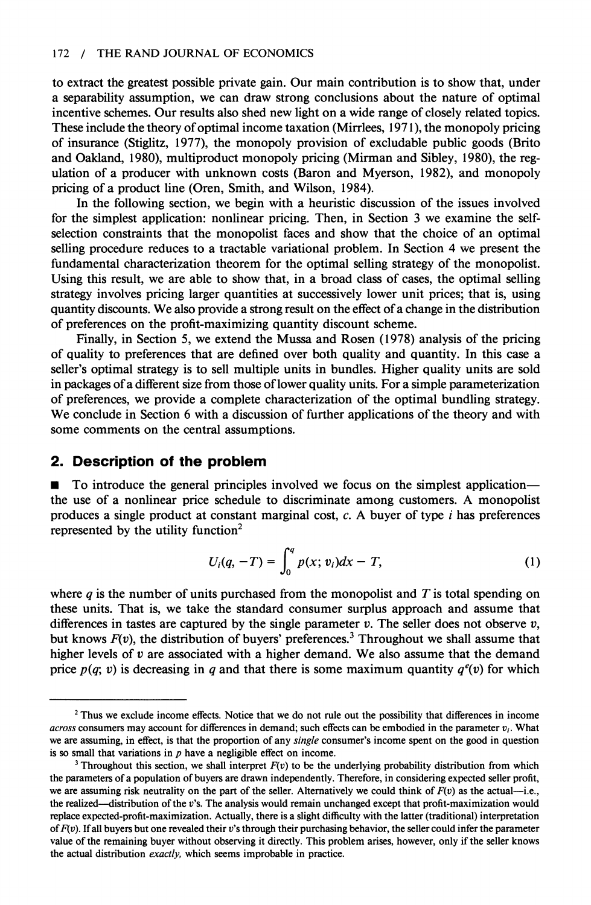to extract the greatest possible private gain. Our main contribution is to show that, under a separability assumption, we can draw strong conclusions about the nature of optimal incentive schemes. Our results also shed new light on a wide range of closely related topics. These include the theory of optimal income taxation (Mirrlees, 1971), the monopoly pricing of insurance (Stiglitz, 1977), the monopoly provision of excludable public goods (Brito and Oakland, 1980), multiproduct monopoly pricing (Mirman and Sibley, 1980), the regulation of a producer with unknown costs (Baron and Myerson, 1982), and monopoly pricing of a product line (Oren, Smith, and Wilson, 1984).

In the following section, we begin with a heuristic discussion of the issues involved for the simplest application: nonlinear pricing. Then, in Section 3 we examine the self-selection constraints that the monopolist faces and show that the choice of an optimal selling procedure reduces to a tractable variational problem. In Section 4 we present the fundamental characterization theorem for the optimal selling strategy of the monopolist. Using this result, we are able to show that, in a broad class of cases, the optimal selling strategy involves pricing larger quantities at successively lower unit prices; that is, using quantity discounts. We also provide a strong result on the effect of a change in the distribution of preferences on the profit-maximizing quantity discount scheme.

Finally, in Section 5, we extend the Mussa and Rosen (1978) analysis of the pricing of quality to preferences that are defined over both quality and quantity. In this case a seller's optimal strategy is to sell multiple units in bundles. Higher quality units are sold in packages of a different size from those of lower quality units. For a simple parameterization of preferences, we provide a complete characterization of the optimal bundling strategy. We conclude in Section 6 with a discussion of further applications of the theory and with some comments on the central assumptions.

## 2. Description of the problem

■ To introduce the general principles involved we focus on the simplest application—the use of a nonlinear price schedule to discriminate among customers. A monopolist produces a single product at constant marginal cost, $c$. A buyer of type $i$ has preferences represented by the utility function[2]

$$U_i(q, -T) = \int_0^q p(x; v_i)dx - T, \tag{1}$$

where $q$ is the number of units purchased from the monopolist and $T$ is total spending on these units. That is, we take the standard consumer surplus approach and assume that differences in tastes are captured by the single parameter $v$. The seller does not observe $v$, but knows $F(v)$, the distribution of buyers' preferences.[3] Throughout we shall assume that higher levels of $v$ are associated with a higher demand. We also assume that the demand price $p(q; v)$ is decreasing in $q$ and that there is some maximum quantity $q^e(v)$ for which

---

[2] Thus we exclude income effects. Notice that we do not rule out the possibility that differences in income *across* consumers may account for differences in demand; such effects can be embodied in the parameter $v_i$. What we are assuming, in effect, is that the proportion of any *single* consumer's income spent on the good in question is so small that variations in $p$ have a negligible effect on income.

[3] Throughout this section, we shall interpret $F(v)$ to be the underlying probability distribution from which the parameters of a population of buyers are drawn independently. Therefore, in considering expected seller profit, we are assuming risk neutrality on the part of the seller. Alternatively we could think of $F(v)$ as the actual—i.e., the realized—distribution of the $v$'s. The analysis would remain unchanged except that profit-maximization would replace expected-profit-maximization. Actually, there is a slight difficulty with the latter (traditional) interpretation of $F(v)$. If all buyers but one revealed their $v$'s through their purchasing behavior, the seller could infer the parameter value of the remaining buyer without observing it directly. This problem arises, however, only if the seller knows the actual distribution *exactly*, which seems improbable in practice.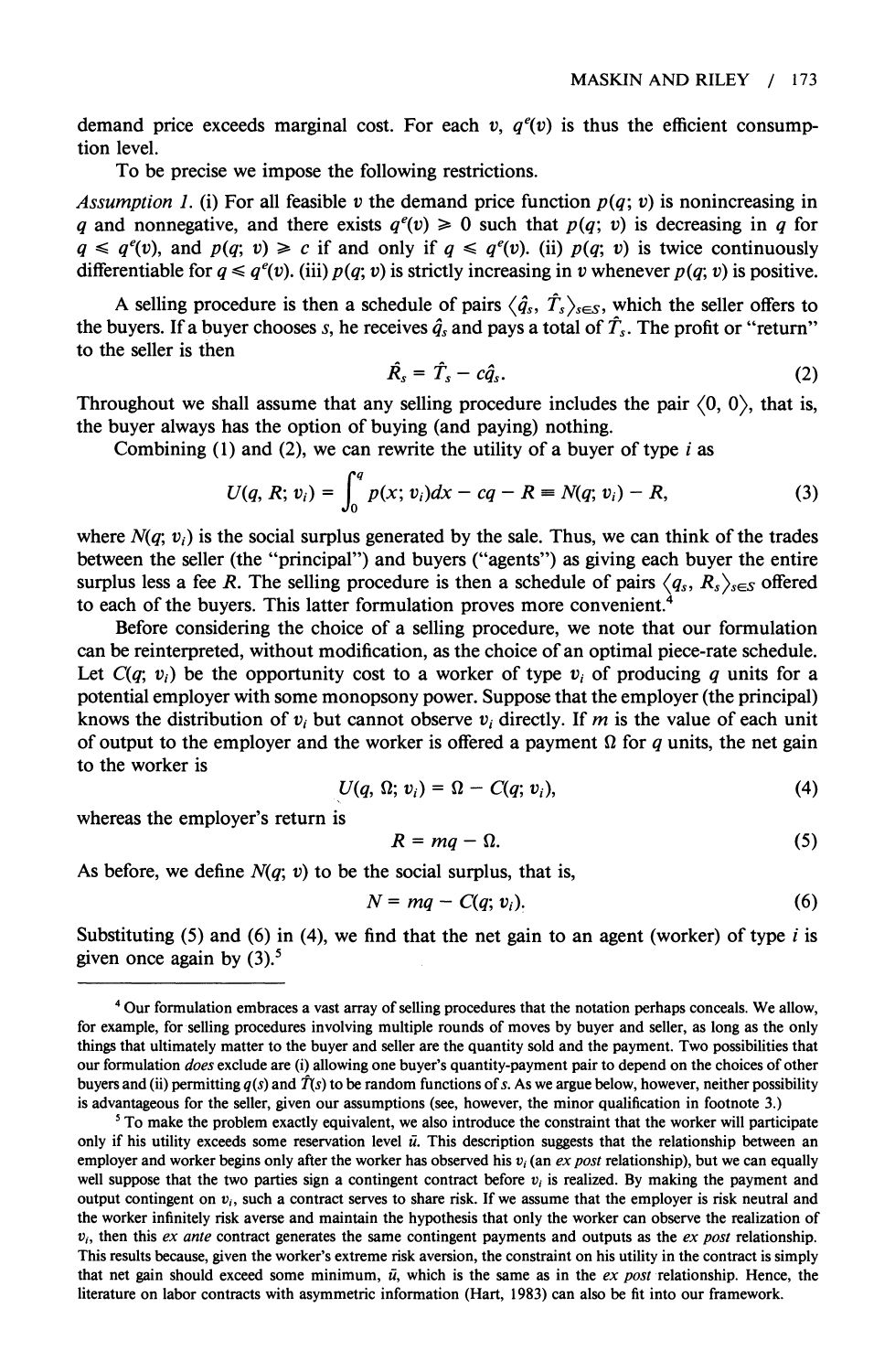demand price exceeds marginal cost. For each $v$, $q^e(v)$ is thus the efficient consumption level.

To be precise we impose the following restrictions.

*Assumption 1.* (i) For all feasible $v$ the demand price function $p(q; v)$ is nonincreasing in $q$ and nonnegative, and there exists $q^e(v) \geq 0$ such that $p(q; v)$ is decreasing in $q$ for $q \leq q^e(v)$, and $p(q; v) \geq c$ if and only if $q \leq q^e(v)$. (ii) $p(q; v)$ is twice continuously differentiable for $q \leq q^e(v)$. (iii) $p(q; v)$ is strictly increasing in $v$ whenever $p(q; v)$ is positive.

A selling procedure is then a schedule of pairs $\langle \hat{q}_s, \hat{T}_s \rangle_{s \in S}$, which the seller offers to the buyers. If a buyer chooses $s$, he receives $\hat{q}_s$ and pays a total of $\hat{T}_s$. The profit or "return" to the seller is then

$$\hat{R}_s = \hat{T}_s - c\hat{q}_s. \tag{2}$$

Throughout we shall assume that any selling procedure includes the pair $\langle 0, 0 \rangle$, that is, the buyer always has the option of buying (and paying) nothing.

Combining (1) and (2), we can rewrite the utility of a buyer of type $i$ as

$$U(q, R; v_i) = \int_0^q p(x; v_i)dx - cq - R \equiv N(q; v_i) - R, \tag{3}$$

where $N(q; v_i)$ is the social surplus generated by the sale. Thus, we can think of the trades between the seller (the "principal") and buyers ("agents") as giving each buyer the entire surplus less a fee $R$. The selling procedure is then a schedule of pairs $\langle q_s, R_s \rangle_{s \in S}$ offered to each of the buyers. This latter formulation proves more convenient.[4]

Before considering the choice of a selling procedure, we note that our formulation can be reinterpreted, without modification, as the choice of an optimal piece-rate schedule. Let $C(q; v_i)$ be the opportunity cost to a worker of type $v_i$ of producing $q$ units for a potential employer with some monopsony power. Suppose that the employer (the principal) knows the distribution of $v_i$ but cannot observe $v_i$ directly. If $m$ is the value of each unit of output to the employer and the worker is offered a payment $\Omega$ for $q$ units, the net gain to the worker is

$$U(q, \Omega; v_i) = \Omega - C(q; v_i), \tag{4}$$

whereas the employer's return is

$$R = mq - \Omega. \tag{5}$$

As before, we define $N(q; v)$ to be the social surplus, that is,

$$N = mq - C(q; v_i). \tag{6}$$

Substituting (5) and (6) in (4), we find that the net gain to an agent (worker) of type $i$ is given once again by (3).[5]

---

[4] Our formulation embraces a vast array of selling procedures that the notation perhaps conceals. We allow, for example, for selling procedures involving multiple rounds of moves by buyer and seller, as long as the only things that ultimately matter to the buyer and seller are the quantity sold and the payment. Two possibilities that our formulation *does* exclude are (i) allowing one buyer's quantity-payment pair to depend on the choices of other buyers and (ii) permitting $q(s)$ and $\tilde{T}(s)$ to be random functions of $s$. As we argue below, however, neither possibility is advantageous for the seller, given our assumptions (see, however, the minor qualification in footnote 3.)

[5] To make the problem exactly equivalent, we also introduce the constraint that the worker will participate only if his utility exceeds some reservation level $\bar{u}$. This description suggests that the relationship between an employer and worker begins only after the worker has observed his $v_i$ (an *ex post* relationship), but we can equally well suppose that the two parties sign a contingent contract before $v_i$ is realized. By making the payment and output contingent on $v_i$, such a contract serves to share risk. If we assume that the employer is risk neutral and the worker infinitely risk averse and maintain the hypothesis that only the worker can observe the realization of $v_i$, then this *ex ante* contract generates the same contingent payments and outputs as the *ex post* relationship. This results because, given the worker's extreme risk aversion, the constraint on his utility in the contract is simply that net gain should exceed some minimum, $\bar{u}$, which is the same as in the *ex post* relationship. Hence, the literature on labor contracts with asymmetric information (Hart, 1983) can also be fit into our framework.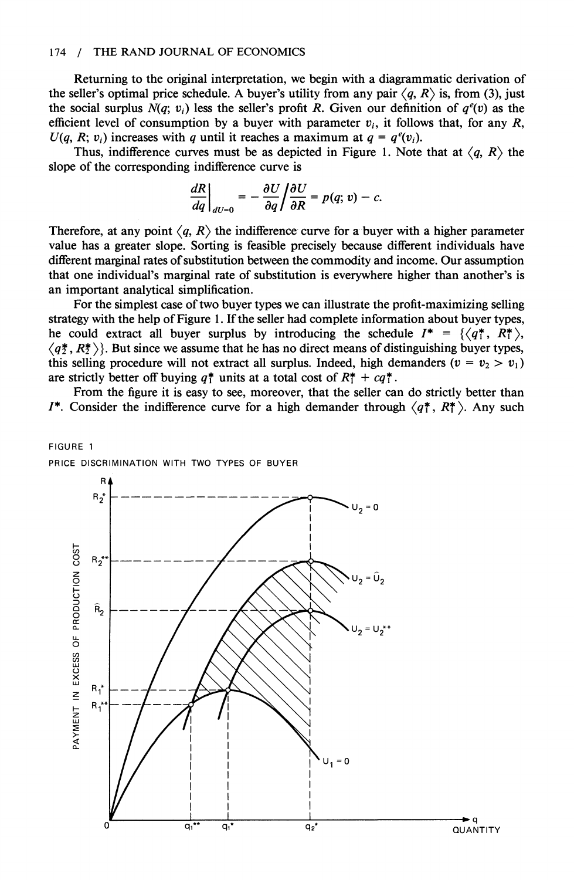Returning to the original interpretation, we begin with a diagrammatic derivation of the seller's optimal price schedule. A buyer's utility from any pair $\langle q, R\rangle$ is, from (3), just the social surplus $N(q; v_i)$ less the seller's profit $R$. Given our definition of $q^e(v)$ as the efficient level of consumption by a buyer with parameter $v_i$, it follows that, for any $R$, $U(q, R; v_i)$ increases with $q$ until it reaches a maximum at $q = q^e(v_i)$.

Thus, indifference curves must be as depicted in Figure 1. Note that at $\langle q, R\rangle$ the slope of the corresponding indifference curve is

$$\left.\frac{dR}{dq}\right|_{dU=0} = -\frac{\partial U}{\partial q}\bigg/\frac{\partial U}{\partial R} = p(q; v) - c.$$

Therefore, at any point $\langle q, R\rangle$ the indifference curve for a buyer with a higher parameter value has a greater slope. Sorting is feasible precisely because different individuals have different marginal rates of substitution between the commodity and income. Our assumption that one individual's marginal rate of substitution is everywhere higher than another's is an important analytical simplification.

For the simplest case of two buyer types we can illustrate the profit-maximizing selling strategy with the help of Figure 1. If the seller had complete information about buyer types, he could extract all buyer surplus by introducing the schedule $I^* = \{\langle q_1^*, R_1^*\rangle, \langle q_2^*, R_2^*\rangle\}$. But since we assume that he has no direct means of distinguishing buyer types, this selling procedure will not extract all surplus. Indeed, high demanders ($v = v_2 > v_1$) are strictly better off buying $q_1^*$ units at a total cost of $R_1^* + cq_1^*$.

From the figure it is easy to see, moreover, that the seller can do strictly better than $I^*$. Consider the indifference curve for a high demander through $\langle q_1^*, R_1^*\rangle$. Any such

FIGURE 1

PRICE DISCRIMINATION WITH TWO TYPES OF BUYER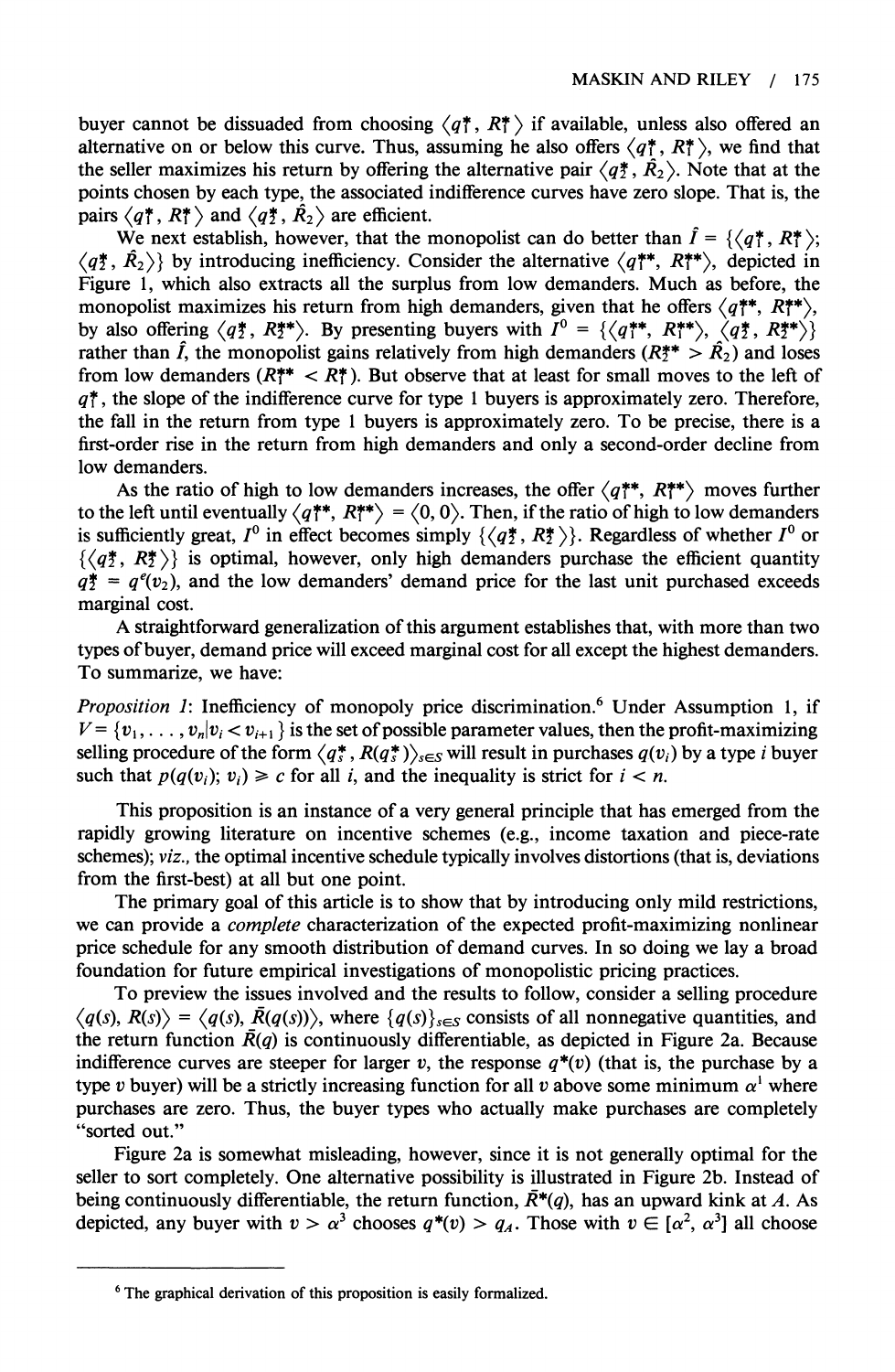buyer cannot be dissuaded from choosing $\langle q_1^*, R_1^* \rangle$ if available, unless also offered an alternative on or below this curve. Thus, assuming he also offers $\langle q_1^*, R_1^* \rangle$, we find that the seller maximizes his return by offering the alternative pair $\langle q_2^*, \hat{R}_2 \rangle$. Note that at the points chosen by each type, the associated indifference curves have zero slope. That is, the pairs $\langle q_1^*, R_1^* \rangle$ and $\langle q_2^*, \hat{R}_2 \rangle$ are efficient.

We next establish, however, that the monopolist can do better than $\hat{I} = \{\langle q_1^*, R_1^* \rangle; \langle q_2^*, \hat{R}_2 \rangle\}$ by introducing inefficiency. Consider the alternative $\langle q_1^{**}, R_1^{**} \rangle$, depicted in Figure 1, which also extracts all the surplus from low demanders. Much as before, the monopolist maximizes his return from high demanders, given that he offers $\langle q_1^{**}, R_1^{**} \rangle$, by also offering $\langle q_2^*, R_2^{**} \rangle$. By presenting buyers with $I^0 = \{\langle q_1^{**}, R_1^{**} \rangle, \langle q_2^*, R_2^{**} \rangle\}$ rather than $\hat{I}$, the monopolist gains relatively from high demanders ($R_2^{**} > \hat{R}_2$) and loses from low demanders ($R_1^{**} < R_1^*$). But observe that at least for small moves to the left of $q_1^*$, the slope of the indifference curve for type 1 buyers is approximately zero. Therefore, the fall in the return from type 1 buyers is approximately zero. To be precise, there is a first-order rise in the return from high demanders and only a second-order decline from low demanders.

As the ratio of high to low demanders increases, the offer $\langle q_1^{**}, R_1^{**} \rangle$ moves further to the left until eventually $\langle q_1^{**}, R_1^{**} \rangle = \langle 0, 0 \rangle$. Then, if the ratio of high to low demanders is sufficiently great, $I^0$ in effect becomes simply $\{\langle q_2^*, R_2^* \rangle\}$. Regardless of whether $I^0$ or $\{\langle q_2^*, R_2^* \rangle\}$ is optimal, however, only high demanders purchase the efficient quantity $q_2^* = q^e(v_2)$, and the low demanders' demand price for the last unit purchased exceeds marginal cost.

A straightforward generalization of this argument establishes that, with more than two types of buyer, demand price will exceed marginal cost for all except the highest demanders. To summarize, we have:

*Proposition 1*: Inefficiency of monopoly price discrimination.[6] Under Assumption 1, if $V = \{v_1, \ldots, v_n | v_i < v_{i+1}\}$ is the set of possible parameter values, then the profit-maximizing selling procedure of the form $\langle q_s^*, R(q_s^*) \rangle_{s \in S}$ will result in purchases $q(v_i)$ by a type $i$ buyer such that $p(q(v_i); v_i) \geq c$ for all $i$, and the inequality is strict for $i < n$.

This proposition is an instance of a very general principle that has emerged from the rapidly growing literature on incentive schemes (e.g., income taxation and piece-rate schemes); *viz.*, the optimal incentive schedule typically involves distortions (that is, deviations from the first-best) at all but one point.

The primary goal of this article is to show that by introducing only mild restrictions, we can provide a *complete* characterization of the expected profit-maximizing nonlinear price schedule for any smooth distribution of demand curves. In so doing we lay a broad foundation for future empirical investigations of monopolistic pricing practices.

To preview the issues involved and the results to follow, consider a selling procedure $\langle q(s), R(s) \rangle = \langle q(s), \bar{R}(q(s)) \rangle$, where $\{q(s)\}_{s \in S}$ consists of all nonnegative quantities, and the return function $\bar{R}(q)$ is continuously differentiable, as depicted in Figure 2a. Because indifference curves are steeper for larger $v$, the response $q^*(v)$ (that is, the purchase by a type $v$ buyer) will be a strictly increasing function for all $v$ above some minimum $\alpha^1$ where purchases are zero. Thus, the buyer types who actually make purchases are completely "sorted out."

Figure 2a is somewhat misleading, however, since it is not generally optimal for the seller to sort completely. One alternative possibility is illustrated in Figure 2b. Instead of being continuously differentiable, the return function, $\bar{R}^*(q)$, has an upward kink at $A$. As depicted, any buyer with $v > \alpha^3$ chooses $q^*(v) > q_A$. Those with $v \in [\alpha^2, \alpha^3]$ all choose

---

[6] The graphical derivation of this proposition is easily formalized.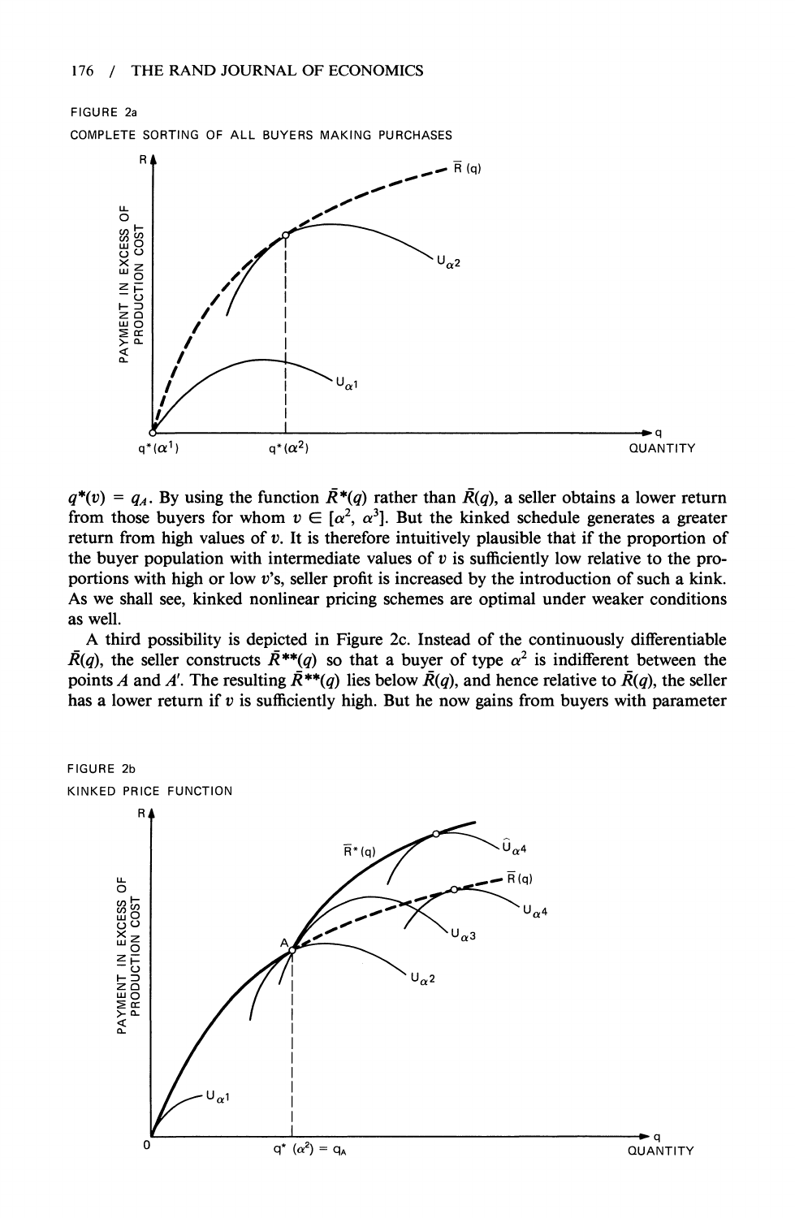FIGURE 2a

COMPLETE SORTING OF ALL BUYERS MAKING PURCHASES

$q^*(v) = q_A$. By using the function $\bar{R}^*(q)$ rather than $\bar{R}(q)$, a seller obtains a lower return from those buyers for whom $v \in [\alpha^2, \alpha^3]$. But the kinked schedule generates a greater return from high values of $v$. It is therefore intuitively plausible that if the proportion of the buyer population with intermediate values of $v$ is sufficiently low relative to the proportions with high or low $v$'s, seller profit is increased by the introduction of such a kink. As we shall see, kinked nonlinear pricing schemes are optimal under weaker conditions as well.

A third possibility is depicted in Figure 2c. Instead of the continuously differentiable $\bar{R}(q)$, the seller constructs $\bar{R}^{**}(q)$ so that a buyer of type $\alpha^2$ is indifferent between the points $A$ and $A'$. The resulting $\bar{R}^{**}(q)$ lies below $\bar{R}(q)$, and hence relative to $\bar{R}(q)$, the seller has a lower return if $v$ is sufficiently high. But he now gains from buyers with parameter

FIGURE 2b

KINKED PRICE FUNCTION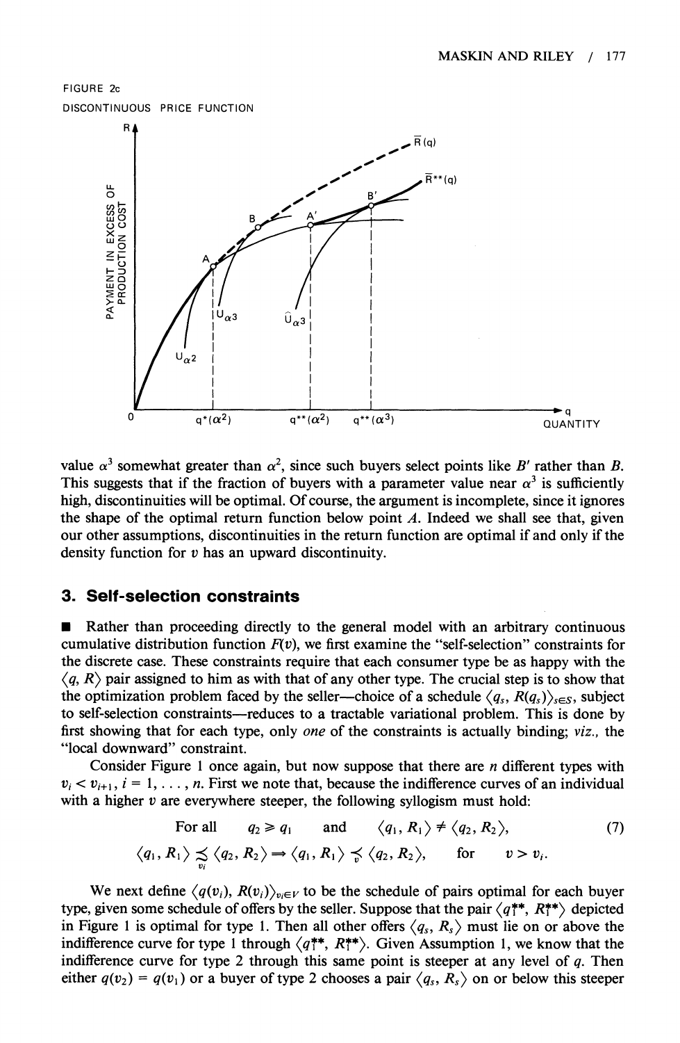FIGURE 2c

DISCONTINUOUS PRICE FUNCTION

value $\alpha^3$ somewhat greater than $\alpha^2$, since such buyers select points like $B'$ rather than $B$. This suggests that if the fraction of buyers with a parameter value near $\alpha^3$ is sufficiently high, discontinuities will be optimal. Of course, the argument is incomplete, since it ignores the shape of the optimal return function below point $A$. Indeed we shall see that, given our other assumptions, discontinuities in the return function are optimal if and only if the density function for $v$ has an upward discontinuity.

## 3. Self-selection constraints

■ Rather than proceeding directly to the general model with an arbitrary continuous cumulative distribution function $F(v)$, we first examine the "self-selection" constraints for the discrete case. These constraints require that each consumer type be as happy with the $\langle q, R\rangle$ pair assigned to him as with that of any other type. The crucial step is to show that the optimization problem faced by the seller—choice of a schedule $\langle q_s, R(q_s)\rangle_{s\in S}$, subject to self-selection constraints—reduces to a tractable variational problem. This is done by first showing that for each type, only *one* of the constraints is actually binding; *viz.*, the "local downward" constraint.

Consider Figure 1 once again, but now suppose that there are $n$ different types with $v_i < v_{i+1}$, $i = 1, \ldots, n$. First we note that, because the indifference curves of an individual with a higher $v$ are everywhere steeper, the following syllogism must hold:

$$\text{For all} \quad q_2 \geqslant q_1 \quad \text{and} \quad \langle q_1, R_1\rangle \neq \langle q_2, R_2\rangle, \tag{7}$$

$$\langle q_1, R_1\rangle \underset{v_i}{\precsim} \langle q_2, R_2\rangle \Rightarrow \langle q_1, R_1\rangle \underset{v}{\prec} \langle q_2, R_2\rangle, \quad \text{for} \quad v > v_i.$$

We next define $\langle q(v_i), R(v_i)\rangle_{v_i\in V}$ to be the schedule of pairs optimal for each buyer type, given some schedule of offers by the seller. Suppose that the pair $\langle q_1^{**}, R_1^{**}\rangle$ depicted in Figure 1 is optimal for type 1. Then all other offers $\langle q_s, R_s\rangle$ must lie on or above the indifference curve for type 1 through $\langle q_1^{**}, R_1^{**}\rangle$. Given Assumption 1, we know that the indifference curve for type 2 through this same point is steeper at any level of $q$. Then either $q(v_2) = q(v_1)$ or a buyer of type 2 chooses a pair $\langle q_s, R_s\rangle$ on or below this steeper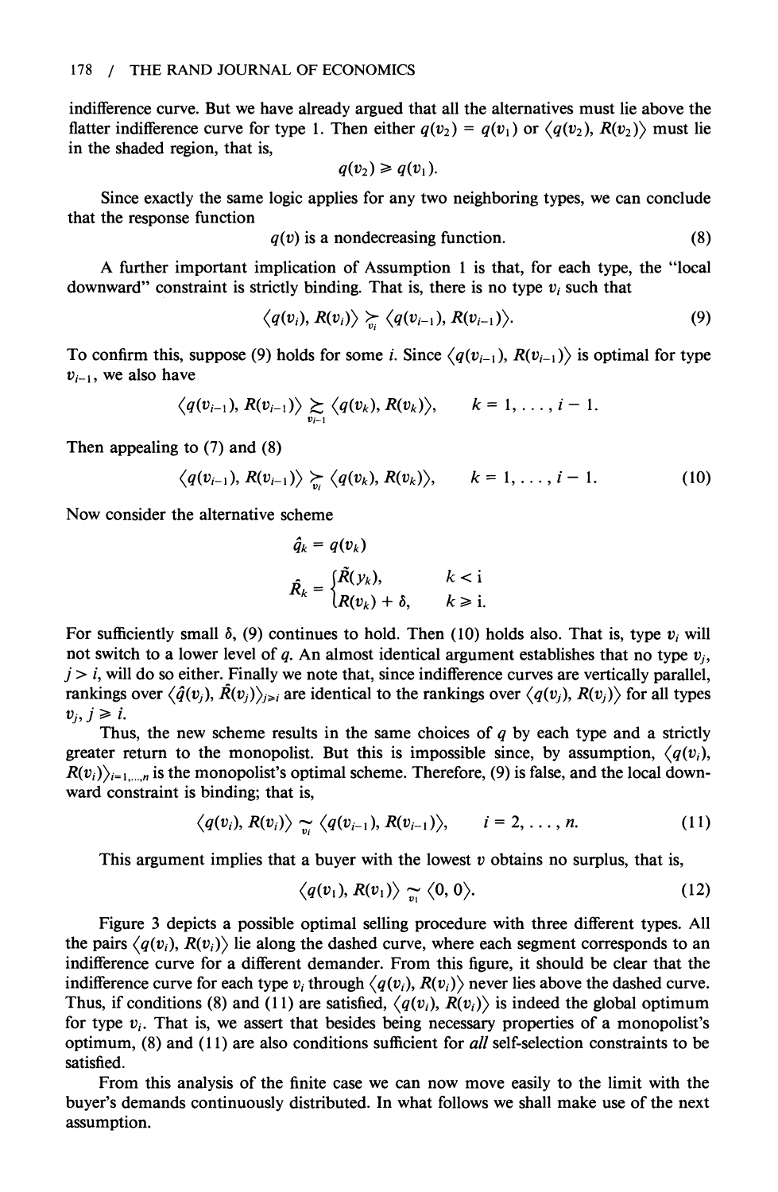indifference curve. But we have already argued that all the alternatives must lie above the flatter indifference curve for type 1. Then either $q(v_2) = q(v_1)$ or $\langle q(v_2), R(v_2)\rangle$ must lie in the shaded region, that is,

$$q(v_2) \geqslant q(v_1).$$

Since exactly the same logic applies for any two neighboring types, we can conclude that the response function

$$q(v) \text{ is a nondecreasing function.} \tag{8}$$

A further important implication of Assumption 1 is that, for each type, the "local downward" constraint is strictly binding. That is, there is no type $v_i$ such that

$$\langle q(v_i), R(v_i)\rangle \underset{v_i}{\succ} \langle q(v_{i-1}), R(v_{i-1})\rangle. \tag{9}$$

To confirm this, suppose (9) holds for some $i$. Since $\langle q(v_{i-1}), R(v_{i-1})\rangle$ is optimal for type $v_{i-1}$, we also have

$$\langle q(v_{i-1}), R(v_{i-1})\rangle \underset{v_{i-1}}{\succsim} \langle q(v_k), R(v_k)\rangle, \qquad k = 1, \ldots, i-1.$$

Then appealing to (7) and (8)

$$\langle q(v_{i-1}), R(v_{i-1})\rangle \underset{v_i}{\succ} \langle q(v_k), R(v_k)\rangle, \qquad k = 1, \ldots, i-1. \tag{10}$$

Now consider the alternative scheme

$$\hat{q}_k = q(v_k)$$

$$\hat{R}_k = \begin{cases} \tilde{R}(y_k), & k < i \\ R(v_k) + \delta, & k \geqslant i. \end{cases}$$

For sufficiently small $\delta$, (9) continues to hold. Then (10) holds also. That is, type $v_i$ will not switch to a lower level of $q$. An almost identical argument establishes that no type $v_j$, $j > i$, will do so either. Finally we note that, since indifference curves are vertically parallel, rankings over $\langle \hat{q}(v_j), \hat{R}(v_j)\rangle_{j\geqslant i}$ are identical to the rankings over $\langle q(v_j), R(v_j)\rangle$ for all types $v_j$, $j \geqslant i$.

Thus, the new scheme results in the same choices of $q$ by each type and a strictly greater return to the monopolist. But this is impossible since, by assumption, $\langle q(v_i), R(v_i)\rangle_{i=1,\ldots,n}$ is the monopolist's optimal scheme. Therefore, (9) is false, and the local downward constraint is binding; that is,

$$\langle q(v_i), R(v_i)\rangle \underset{v_i}{\sim} \langle q(v_{i-1}), R(v_{i-1})\rangle, \qquad i = 2, \ldots, n. \tag{11}$$

This argument implies that a buyer with the lowest $v$ obtains no surplus, that is,

$$\langle q(v_1), R(v_1)\rangle \underset{v_1}{\sim} \langle 0, 0\rangle. \tag{12}$$

Figure 3 depicts a possible optimal selling procedure with three different types. All the pairs $\langle q(v_i), R(v_i)\rangle$ lie along the dashed curve, where each segment corresponds to an indifference curve for a different demander. From this figure, it should be clear that the indifference curve for each type $v_i$ through $\langle q(v_i), R(v_i)\rangle$ never lies above the dashed curve. Thus, if conditions (8) and (11) are satisfied, $\langle q(v_i), R(v_i)\rangle$ is indeed the global optimum for type $v_i$. That is, we assert that besides being necessary properties of a monopolist's optimum, (8) and (11) are also conditions sufficient for *all* self-selection constraints to be satisfied.

From this analysis of the finite case we can now move easily to the limit with the buyer's demands continuously distributed. In what follows we shall make use of the next assumption.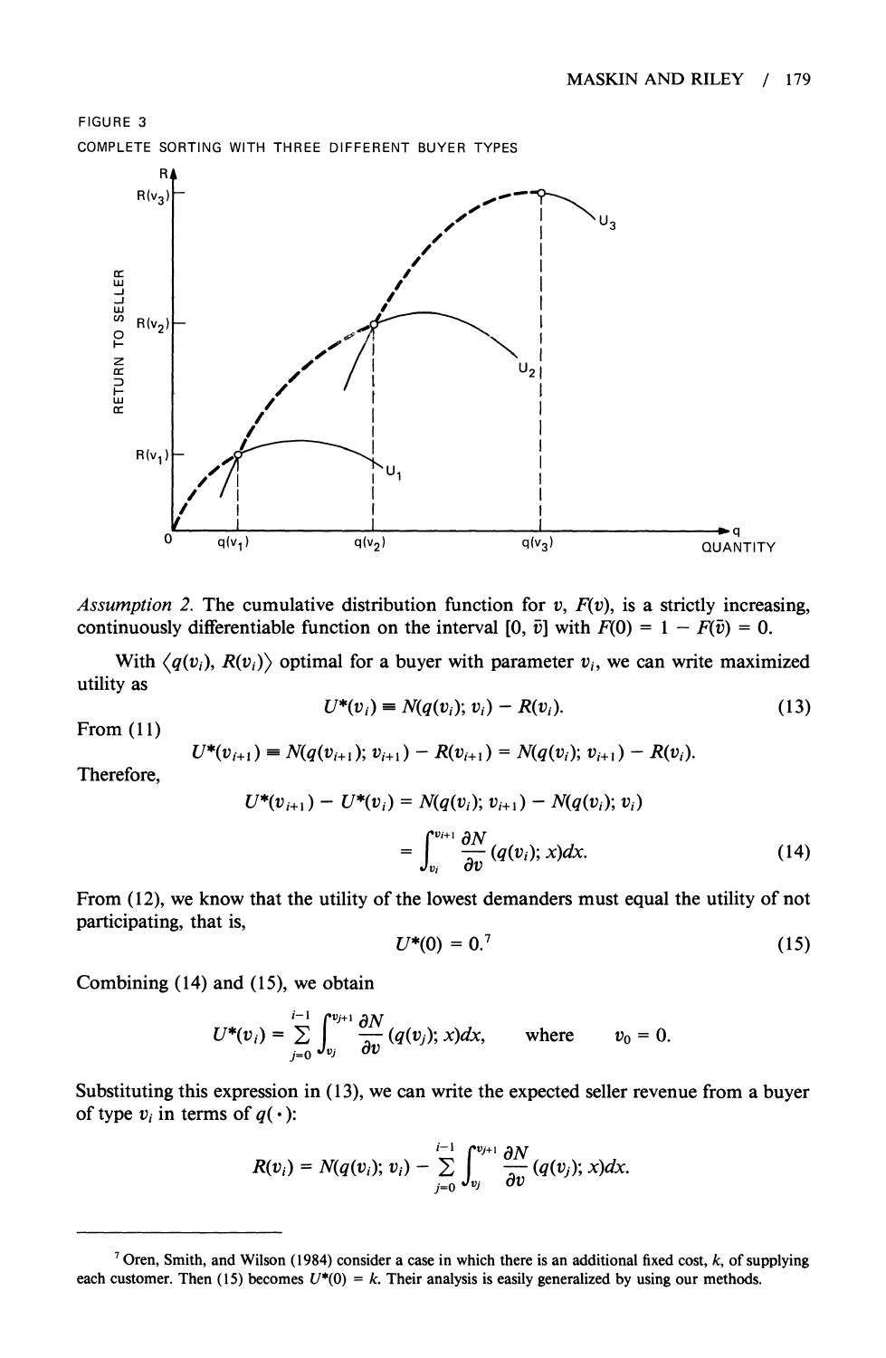FIGURE 3

COMPLETE SORTING WITH THREE DIFFERENT BUYER TYPES

*Assumption 2.* The cumulative distribution function for $v$, $F(v)$, is a strictly increasing, continuously differentiable function on the interval $[0, \bar{v}]$ with $F(0) = 1 - F(\bar{v}) = 0$.

With $\langle q(v_i), R(v_i) \rangle$ optimal for a buyer with parameter $v_i$, we can write maximized utility as

$$U^*(v_i) \equiv N(q(v_i); v_i) - R(v_i). \tag{13}$$

From (11)

$$U^*(v_{i+1}) \equiv N(q(v_{i+1}); v_{i+1}) - R(v_{i+1}) = N(q(v_i); v_{i+1}) - R(v_i).$$

Therefore,

$$U^*(v_{i+1}) - U^*(v_i) = N(q(v_i); v_{i+1}) - N(q(v_i); v_i)$$

$$= \int_{v_i}^{v_{i+1}} \frac{\partial N}{\partial v}(q(v_i); x)dx. \tag{14}$$

From (12), we know that the utility of the lowest demanders must equal the utility of not participating, that is,

$$U^*(0) = 0.^7 \tag{15}$$

Combining (14) and (15), we obtain

$$U^*(v_i) = \sum_{j=0}^{i-1} \int_{v_j}^{v_{j+1}} \frac{\partial N}{\partial v}(q(v_j); x)dx, \quad \text{where} \quad v_0 = 0.$$

Substituting this expression in (13), we can write the expected seller revenue from a buyer of type $v_i$ in terms of $q(\cdot)$:

$$R(v_i) = N(q(v_i); v_i) - \sum_{j=0}^{i-1} \int_{v_j}^{v_{j+1}} \frac{\partial N}{\partial v}(q(v_j); x)dx.$$

---

[7] Oren, Smith, and Wilson (1984) consider a case in which there is an additional fixed cost, $k$, of supplying each customer. Then (15) becomes $U^*(0) = k$. Their analysis is easily generalized by using our methods.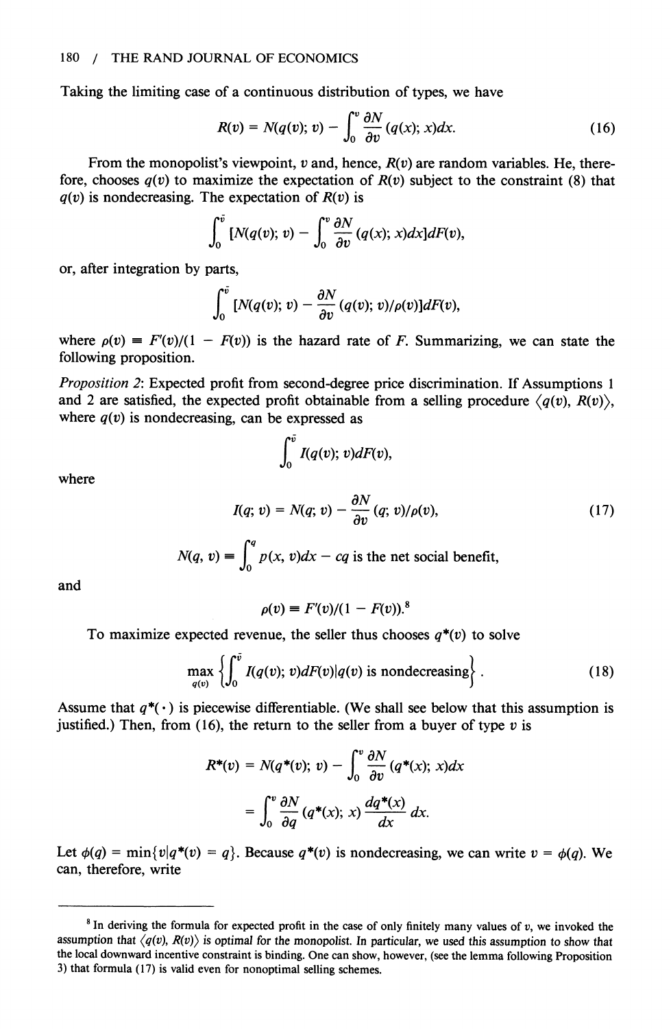Taking the limiting case of a continuous distribution of types, we have

$$R(v) = N(q(v); v) - \int_0^v \frac{\partial N}{\partial v}(q(x); x)dx. \tag{16}$$

From the monopolist's viewpoint, $v$ and, hence, $R(v)$ are random variables. He, therefore, chooses $q(v)$ to maximize the expectation of $R(v)$ subject to the constraint (8) that $q(v)$ is nondecreasing. The expectation of $R(v)$ is

$$\int_0^{\bar{v}} [N(q(v); v) - \int_0^v \frac{\partial N}{\partial v}(q(x); x)dx]dF(v),$$

or, after integration by parts,

$$\int_0^{\bar{v}} [N(q(v); v) - \frac{\partial N}{\partial v}(q(v); v)/\rho(v)]dF(v),$$

where $\rho(v) \equiv F'(v)/(1 - F(v))$ is the hazard rate of $F$. Summarizing, we can state the following proposition.

*Proposition 2*: Expected profit from second-degree price discrimination. If Assumptions 1 and 2 are satisfied, the expected profit obtainable from a selling procedure $\langle q(v), R(v)\rangle$, where $q(v)$ is nondecreasing, can be expressed as

$$\int_0^{\bar{v}} I(q(v); v)dF(v),$$

where

$$I(q; v) = N(q; v) - \frac{\partial N}{\partial v}(q; v)/\rho(v), \tag{17}$$

$$N(q, v) \equiv \int_0^q p(x, v)dx - cq \text{ is the net social benefit,}$$

and

$$\rho(v) \equiv F'(v)/(1 - F(v)).[8]$$

To maximize expected revenue, the seller thus chooses $q^*(v)$ to solve

$$\max_{q(v)} \left\{ \int_0^{\bar{v}} I(q(v); v)dF(v) | q(v) \text{ is nondecreasing} \right\}. \tag{18}$$

Assume that $q^*(\cdot)$ is piecewise differentiable. (We shall see below that this assumption is justified.) Then, from (16), the return to the seller from a buyer of type $v$ is

$$R^*(v) = N(q^*(v); v) - \int_0^v \frac{\partial N}{\partial v}(q^*(x); x)dx$$

$$= \int_0^v \frac{\partial N}{\partial q}(q^*(x); x)\frac{dq^*(x)}{dx}dx.$$

Let $\phi(q) = \min\{v | q^*(v) = q\}$. Because $q^*(v)$ is nondecreasing, we can write $v = \phi(q)$. We can, therefore, write

[8] In deriving the formula for expected profit in the case of only finitely many values of $v$, we invoked the assumption that $\langle q(v), R(v)\rangle$ is optimal for the monopolist. In particular, we used this assumption to show that the local downward incentive constraint is binding. One can show, however, (see the lemma following Proposition 3) that formula (17) is valid even for nonoptimal selling schemes.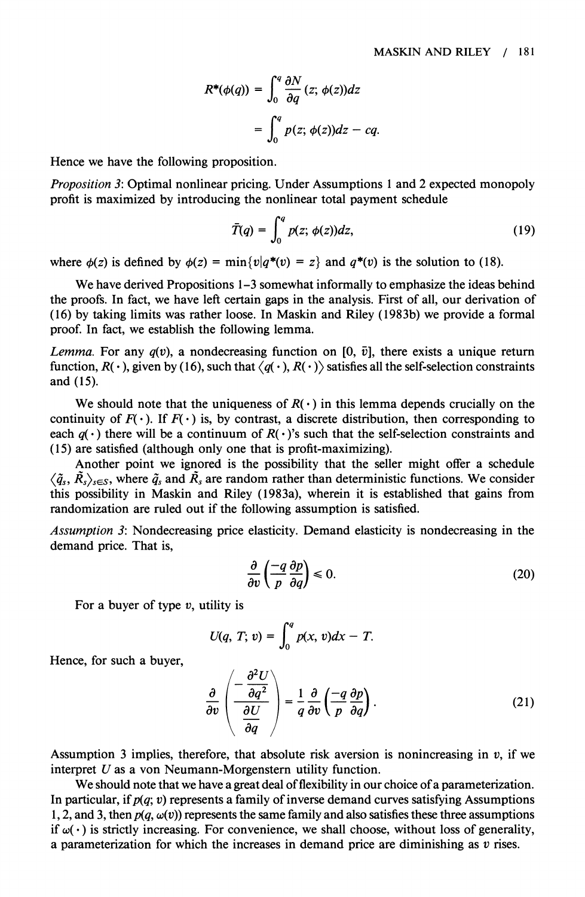$$R^*(\phi(q)) = \int_0^q \frac{\partial N}{\partial q}(z; \phi(z))dz$$

$$= \int_0^q p(z; \phi(z))dz - cq.$$

Hence we have the following proposition.

*Proposition 3*: Optimal nonlinear pricing. Under Assumptions 1 and 2 expected monopoly profit is maximized by introducing the nonlinear total payment schedule

$$\bar{T}(q) = \int_0^q p(z; \phi(z))dz, \tag{19}$$

where $\phi(z)$ is defined by $\phi(z) = \min\{v | q^*(v) = z\}$ and $q^*(v)$ is the solution to (18).

We have derived Propositions 1–3 somewhat informally to emphasize the ideas behind the proofs. In fact, we have left certain gaps in the analysis. First of all, our derivation of (16) by taking limits was rather loose. In Maskin and Riley (1983b) we provide a formal proof. In fact, we establish the following lemma.

*Lemma.* For any $q(v)$, a nondecreasing function on $[0, \bar{v}]$, there exists a unique return function, $R(\cdot)$, given by (16), such that $\langle q(\cdot), R(\cdot)\rangle$ satisfies all the self-selection constraints and (15).

We should note that the uniqueness of $R(\cdot)$ in this lemma depends crucially on the continuity of $F(\cdot)$. If $F(\cdot)$ is, by contrast, a discrete distribution, then corresponding to each $q(\cdot)$ there will be a continuum of $R(\cdot)$'s such that the self-selection constraints and (15) are satisfied (although only one that is profit-maximizing).

Another point we ignored is the possibility that the seller might offer a schedule $\langle \tilde{q}_s, \tilde{R}_s\rangle_{s\in S}$, where $\tilde{q}_s$ and $\tilde{R}_s$ are random rather than deterministic functions. We consider this possibility in Maskin and Riley (1983a), wherein it is established that gains from randomization are ruled out if the following assumption is satisfied.

*Assumption 3*: Nondecreasing price elasticity. Demand elasticity is nondecreasing in the demand price. That is,

$$\frac{\partial}{\partial v}\left(\frac{-q}{p}\frac{\partial p}{\partial q}\right) \leqslant 0. \tag{20}$$

For a buyer of type $v$, utility is

$$U(q, T; v) = \int_0^q p(x, v)dx - T.$$

Hence, for such a buyer,

$$\frac{\partial}{\partial v}\left(\frac{-\dfrac{\partial^2 U}{\partial q^2}}{\dfrac{\partial U}{\partial q}}\right) = \frac{1}{q}\frac{\partial}{\partial v}\left(\frac{-q}{p}\frac{\partial p}{\partial q}\right). \tag{21}$$

Assumption 3 implies, therefore, that absolute risk aversion is nonincreasing in $v$, if we interpret $U$ as a von Neumann-Morgenstern utility function.

We should note that we have a great deal of flexibility in our choice of a parameterization. In particular, if $p(q; v)$ represents a family of inverse demand curves satisfying Assumptions 1, 2, and 3, then $p(q, \omega(v))$ represents the same family and also satisfies these three assumptions if $\omega(\cdot)$ is strictly increasing. For convenience, we shall choose, without loss of generality, a parameterization for which the increases in demand price are diminishing as $v$ rises.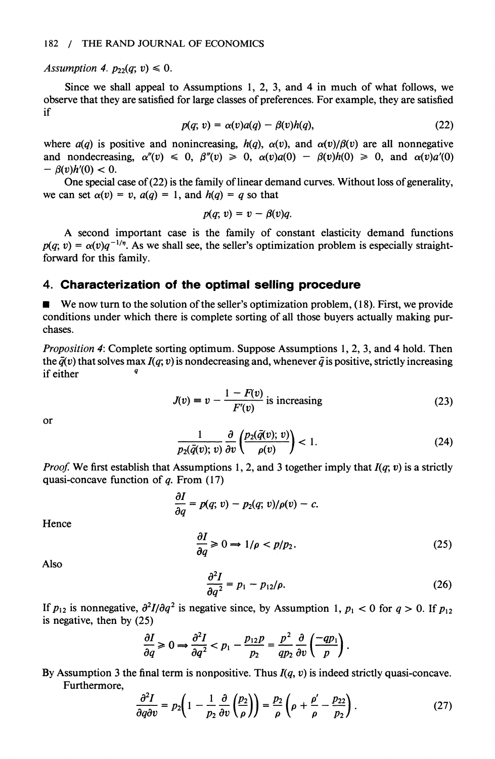*Assumption 4.* $p_{22}(q; v) \leqslant 0$.

Since we shall appeal to Assumptions 1, 2, 3, and 4 in much of what follows, we observe that they are satisfied for large classes of preferences. For example, they are satisfied if

$$p(q; v) = \alpha(v)a(q) - \beta(v)h(q), \tag{22}$$

where $a(q)$ is positive and nonincreasing, $h(q)$, $\alpha(v)$, and $\alpha(v)/\beta(v)$ are all nonnegative and nondecreasing, $\alpha''(v) \leqslant 0$, $\beta''(v) \geqslant 0$, $\alpha(v)a(0) - \beta(v)h(0) \geqslant 0$, and $\alpha(v)a'(0) - \beta(v)h'(0) < 0$.

One special case of (22) is the family of linear demand curves. Without loss of generality, we can set $\alpha(v) = v$, $a(q) = 1$, and $h(q) = q$ so that

$$p(q; v) = v - \beta(v)q.$$

A second important case is the family of constant elasticity demand functions $p(q; v) = \alpha(v)q^{-1/\eta}$. As we shall see, the seller's optimization problem is especially straightforward for this family.

## 4. Characterization of the optimal selling procedure

■ We now turn to the solution of the seller's optimization problem, (18). First, we provide conditions under which there is complete sorting of all those buyers actually making purchases.

*Proposition 4*: Complete sorting optimum. Suppose Assumptions 1, 2, 3, and 4 hold. Then the $\bar{q}(v)$ that solves $\max_q I(q; v)$ is nondecreasing and, whenever $\bar{q}$ is positive, strictly increasing if either

$$J(v) \equiv v - \frac{1 - F(v)}{F'(v)} \text{ is increasing} \tag{23}$$

or

$$\frac{1}{p_2(\bar{q}(v); v)} \frac{\partial}{\partial v}\left(\frac{p_2(\bar{q}(v); v)}{\rho(v)}\right) < 1. \tag{24}$$

*Proof.* We first establish that Assumptions 1, 2, and 3 together imply that $I(q; v)$ is a strictly quasi-concave function of $q$. From (17)

$$\frac{\partial I}{\partial q} = p(q; v) - p_2(q; v)/\rho(v) - c.$$

Hence

$$\frac{\partial I}{\partial q} \geqslant 0 \Rightarrow 1/\rho < p/p_2. \tag{25}$$

Also

$$\frac{\partial^2 I}{\partial q^2} = p_1 - p_{12}/\rho. \tag{26}$$

If $p_{12}$ is nonnegative, $\partial^2 I/\partial q^2$ is negative since, by Assumption 1, $p_1 < 0$ for $q > 0$. If $p_{12}$ is negative, then by (25)

$$\frac{\partial I}{\partial q} \geqslant 0 \Rightarrow \frac{\partial^2 I}{\partial q^2} < p_1 - \frac{p_{12}p}{p_2} = \frac{p^2}{qp_2}\frac{\partial}{\partial v}\left(\frac{-qp_1}{p}\right).$$

By Assumption 3 the final term is nonpositive. Thus $I(q, v)$ is indeed strictly quasi-concave.

Furthermore,

$$\frac{\partial^2 I}{\partial q \partial v} = p_2\left(1 - \frac{1}{p_2}\frac{\partial}{\partial v}\left(\frac{p_2}{\rho}\right)\right) = \frac{p_2}{\rho}\left(\rho + \frac{\rho'}{\rho} - \frac{p_{22}}{p_2}\right). \tag{27}$$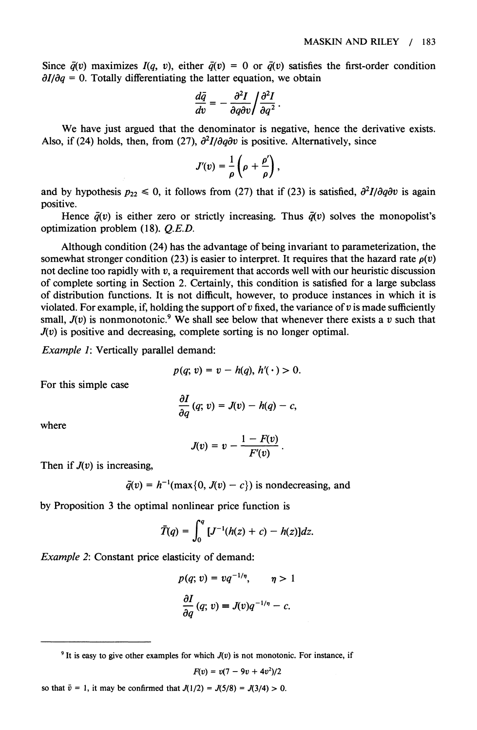Since $\bar{q}(v)$ maximizes $I(q, v)$, either $\bar{q}(v) = 0$ or $\bar{q}(v)$ satisfies the first-order condition $\partial I/\partial q = 0$. Totally differentiating the latter equation, we obtain

$$\frac{d\bar{q}}{dv} = -\frac{\partial^2 I}{\partial q \partial v}\bigg/\frac{\partial^2 I}{\partial q^2}.$$

We have just argued that the denominator is negative, hence the derivative exists. Also, if (24) holds, then, from (27), $\partial^2 I/\partial q \partial v$ is positive. Alternatively, since

$$J'(v) = \frac{1}{\rho}\left(\rho + \frac{\rho'}{\rho}\right),$$

and by hypothesis $p_{22} \leq 0$, it follows from (27) that if (23) is satisfied, $\partial^2 I/\partial q \partial v$ is again positive.

Hence $\bar{q}(v)$ is either zero or strictly increasing. Thus $\bar{q}(v)$ solves the monopolist's optimization problem (18). *Q.E.D.*

Although condition (24) has the advantage of being invariant to parameterization, the somewhat stronger condition (23) is easier to interpret. It requires that the hazard rate $\rho(v)$ not decline too rapidly with $v$, a requirement that accords well with our heuristic discussion of complete sorting in Section 2. Certainly, this condition is satisfied for a large subclass of distribution functions. It is not difficult, however, to produce instances in which it is violated. For example, if, holding the support of $v$ fixed, the variance of $v$ is made sufficiently small, $J(v)$ is nonmonotonic.[9] We shall see below that whenever there exists a $v$ such that $J(v)$ is positive and decreasing, complete sorting is no longer optimal.

*Example 1*: Vertically parallel demand:

$$p(q; v) = v - h(q),\ h'(\cdot) > 0.$$

For this simple case

$$\frac{\partial I}{\partial q}(q; v) = J(v) - h(q) - c,$$

where

$$J(v) = v - \frac{1 - F(v)}{F'(v)}.$$

Then if $J(v)$ is increasing,

$$\bar{q}(v) = h^{-1}(\max\{0, J(v) - c\}) \text{ is nondecreasing, and}$$

by Proposition 3 the optimal nonlinear price function is

$$\bar{T}(q) = \int_0^q [J^{-1}(h(z) + c) - h(z)]dz.$$

*Example 2*: Constant price elasticity of demand:

$$p(q; v) = vq^{-1/\eta}, \qquad \eta > 1$$

$$\frac{\partial I}{\partial q}(q; v) \equiv J(v)q^{-1/\eta} - c.$$

---

[9] It is easy to give other examples for which $J(v)$ is not monotonic. For instance, if

$$F(v) = v(7 - 9v + 4v^2)/2$$

so that $\bar{v} = 1$, it may be confirmed that $J(1/2) = J(5/8) = J(3/4) > 0$.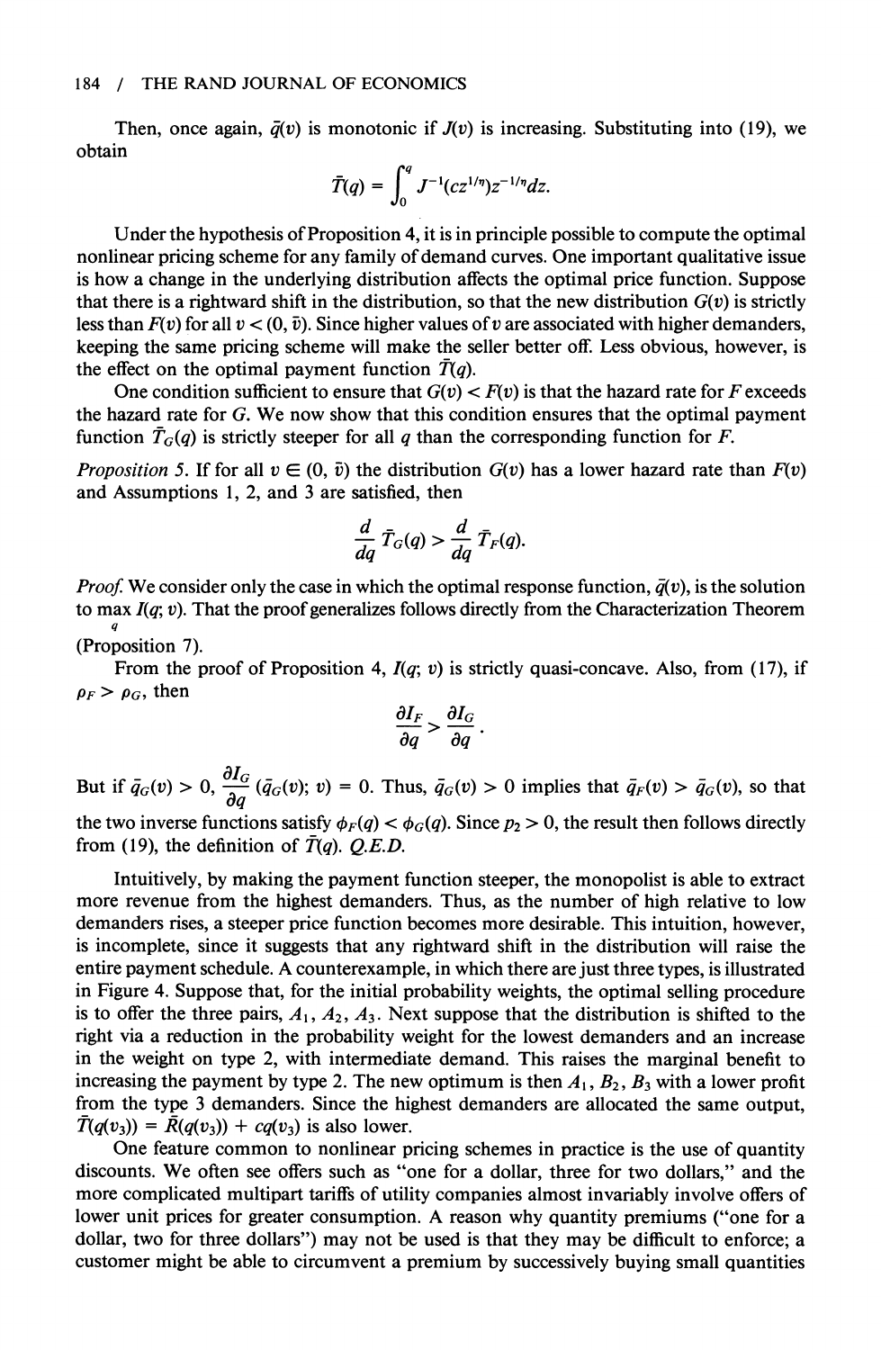Then, once again, $\bar{q}(v)$ is monotonic if $J(v)$ is increasing. Substituting into (19), we obtain

$$\bar{T}(q) = \int_0^q J^{-1}(cz^{1/\eta})z^{-1/\eta}dz.$$

Under the hypothesis of Proposition 4, it is in principle possible to compute the optimal nonlinear pricing scheme for any family of demand curves. One important qualitative issue is how a change in the underlying distribution affects the optimal price function. Suppose that there is a rightward shift in the distribution, so that the new distribution $G(v)$ is strictly less than $F(v)$ for all $v < (0, \bar{v})$. Since higher values of $v$ are associated with higher demanders, keeping the same pricing scheme will make the seller better off. Less obvious, however, is the effect on the optimal payment function $\bar{T}(q)$.

One condition sufficient to ensure that $G(v) < F(v)$ is that the hazard rate for $F$ exceeds the hazard rate for $G$. We now show that this condition ensures that the optimal payment function $\bar{T}_G(q)$ is strictly steeper for all $q$ than the corresponding function for $F$.

*Proposition 5.* If for all $v \in (0, \bar{v})$ the distribution $G(v)$ has a lower hazard rate than $F(v)$ and Assumptions 1, 2, and 3 are satisfied, then

$$\frac{d}{dq}\bar{T}_G(q) > \frac{d}{dq}\bar{T}_F(q).$$

*Proof.* We consider only the case in which the optimal response function, $\bar{q}(v)$, is the solution to $\max_q I(q; v)$. That the proof generalizes follows directly from the Characterization Theorem (Proposition 7).

From the proof of Proposition 4, $I(q; v)$ is strictly quasi-concave. Also, from (17), if $\rho_F > \rho_G$, then

$$\frac{\partial I_F}{\partial q} > \frac{\partial I_G}{\partial q}.$$

But if $\bar{q}_G(v) > 0$, $\frac{\partial I_G}{\partial q}(\bar{q}_G(v); v) = 0$. Thus, $\bar{q}_G(v) > 0$ implies that $\bar{q}_F(v) > \bar{q}_G(v)$, so that the two inverse functions satisfy $\phi_F(q) < \phi_G(q)$. Since $p_2 > 0$, the result then follows directly from (19), the definition of $\bar{T}(q)$. *Q.E.D.*

Intuitively, by making the payment function steeper, the monopolist is able to extract more revenue from the highest demanders. Thus, as the number of high relative to low demanders rises, a steeper price function becomes more desirable. This intuition, however, is incomplete, since it suggests that any rightward shift in the distribution will raise the entire payment schedule. A counterexample, in which there are just three types, is illustrated in Figure 4. Suppose that, for the initial probability weights, the optimal selling procedure is to offer the three pairs, $A_1, A_2, A_3$. Next suppose that the distribution is shifted to the right via a reduction in the probability weight for the lowest demanders and an increase in the weight on type 2, with intermediate demand. This raises the marginal benefit to increasing the payment by type 2. The new optimum is then $A_1, B_2, B_3$ with a lower profit from the type 3 demanders. Since the highest demanders are allocated the same output, $\bar{T}(q(v_3)) = \bar{R}(q(v_3)) + cq(v_3)$ is also lower.

One feature common to nonlinear pricing schemes in practice is the use of quantity discounts. We often see offers such as "one for a dollar, three for two dollars," and the more complicated multipart tariffs of utility companies almost invariably involve offers of lower unit prices for greater consumption. A reason why quantity premiums ("one for a dollar, two for three dollars") may not be used is that they may be difficult to enforce; a customer might be able to circumvent a premium by successively buying small quantities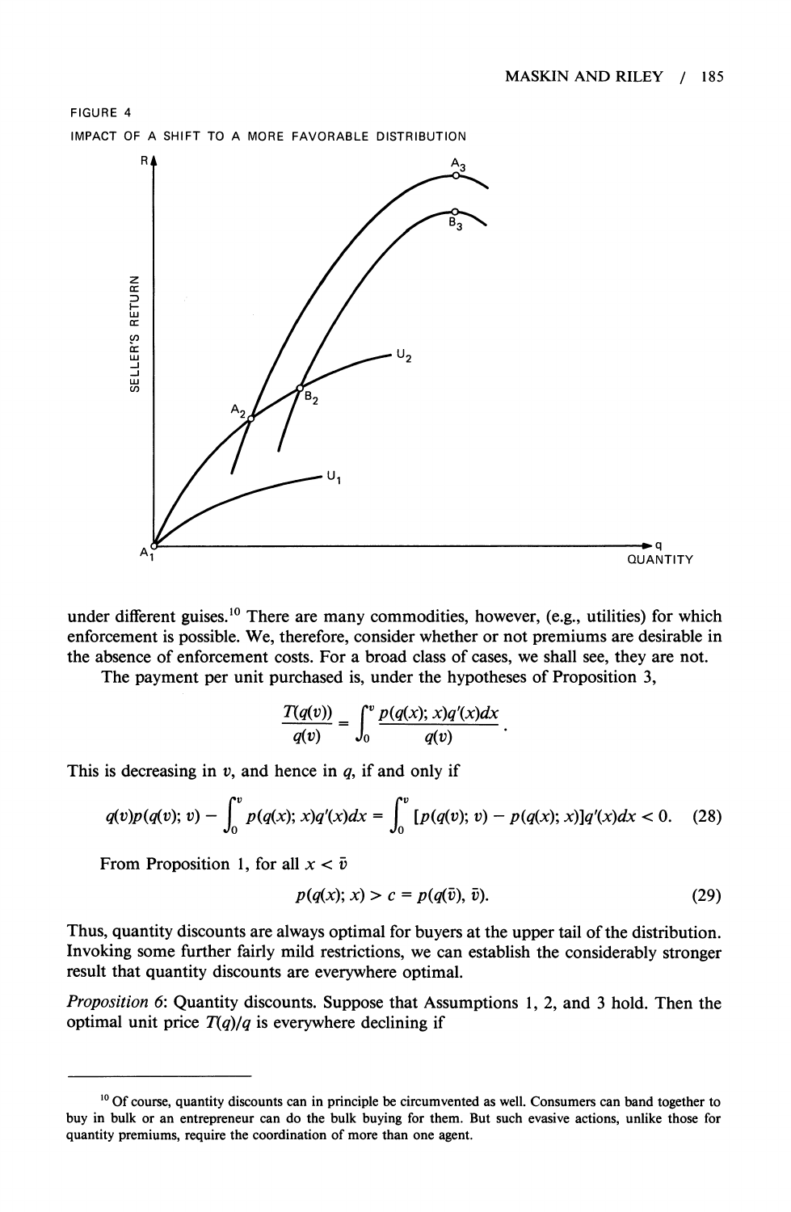FIGURE 4

IMPACT OF A SHIFT TO A MORE FAVORABLE DISTRIBUTION

under different guises.[10] There are many commodities, however, (e.g., utilities) for which enforcement is possible. We, therefore, consider whether or not premiums are desirable in the absence of enforcement costs. For a broad class of cases, we shall see, they are not.

The payment per unit purchased is, under the hypotheses of Proposition 3,

$$\frac{T(q(v))}{q(v)} = \int_0^v \frac{p(q(x); x)q'(x)dx}{q(v)}.$$

This is decreasing in $v$, and hence in $q$, if and only if

$$q(v)p(q(v); v) - \int_0^v p(q(x); x)q'(x)dx = \int_0^v [p(q(v); v) - p(q(x); x)]q'(x)dx < 0. \quad (28)$$

From Proposition 1, for all $x < \bar{v}$

$$p(q(x); x) > c = p(q(\bar{v}), \bar{v}). \quad (29)$$

Thus, quantity discounts are always optimal for buyers at the upper tail of the distribution. Invoking some further fairly mild restrictions, we can establish the considerably stronger result that quantity discounts are everywhere optimal.

*Proposition 6*: Quantity discounts. Suppose that Assumptions 1, 2, and 3 hold. Then the optimal unit price $T(q)/q$ is everywhere declining if

---

[10] Of course, quantity discounts can in principle be circumvented as well. Consumers can band together to buy in bulk or an entrepreneur can do the bulk buying for them. But such evasive actions, unlike those for quantity premiums, require the coordination of more than one agent.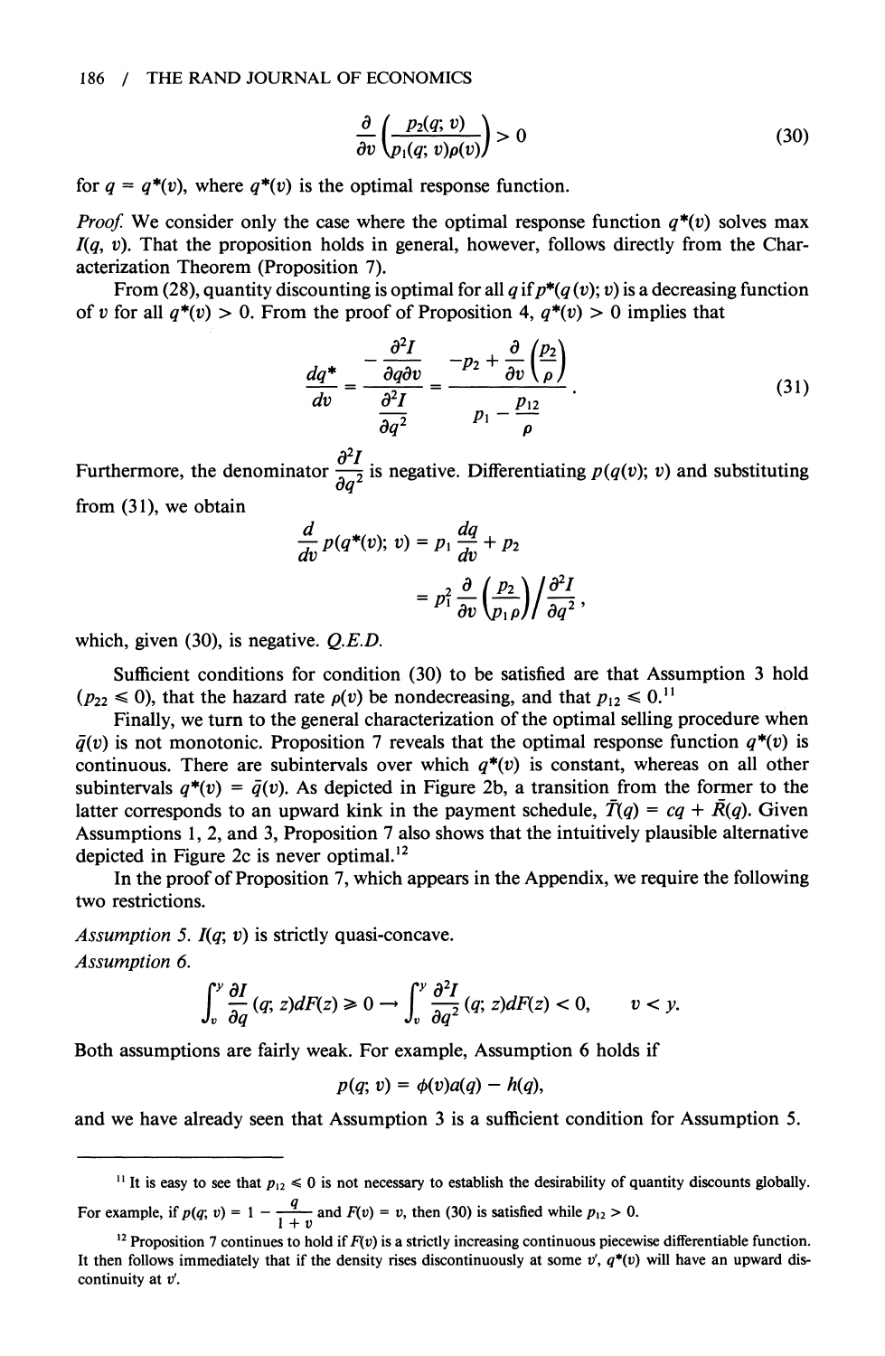$$\frac{\partial}{\partial v}\left(\frac{p_2(q; v)}{p_1(q; v)\rho(v)}\right) > 0 \tag{30}$$

for $q = q^*(v)$, where $q^*(v)$ is the optimal response function.

*Proof.* We consider only the case where the optimal response function $q^*(v)$ solves max $I(q, v)$. That the proposition holds in general, however, follows directly from the Characterization Theorem (Proposition 7).

From (28), quantity discounting is optimal for all $q$ if $p^*(q(v); v)$ is a decreasing function of $v$ for all $q^*(v) > 0$. From the proof of Proposition 4, $q^*(v) > 0$ implies that

$$\frac{dq^*}{dv} = \frac{-\dfrac{\partial^2 I}{\partial q \partial v}}{\dfrac{\partial^2 I}{\partial q^2}} = \frac{-p_2 + \dfrac{\partial}{\partial v}\left(\dfrac{p_2}{\rho}\right)}{p_1 - \dfrac{p_{12}}{\rho}}. \tag{31}$$

Furthermore, the denominator $\dfrac{\partial^2 I}{\partial q^2}$ is negative. Differentiating $p(q(v); v)$ and substituting from (31), we obtain

$$\begin{aligned}\frac{d}{dv}p(q^*(v); v) &= p_1\frac{dq}{dv} + p_2 \\ &= p_1^2\frac{\partial}{\partial v}\left(\frac{p_2}{p_1\rho}\right)\Big/\frac{\partial^2 I}{\partial q^2},\end{aligned}$$

which, given (30), is negative. *Q.E.D.*

Sufficient conditions for condition (30) to be satisfied are that Assumption 3 hold ($p_{22} \leqslant 0$), that the hazard rate $\rho(v)$ be nondecreasing, and that $p_{12} \leqslant 0$.[11]

Finally, we turn to the general characterization of the optimal selling procedure when $\bar{q}(v)$ is not monotonic. Proposition 7 reveals that the optimal response function $q^*(v)$ is continuous. There are subintervals over which $q^*(v)$ is constant, whereas on all other subintervals $q^*(v) = \bar{q}(v)$. As depicted in Figure 2b, a transition from the former to the latter corresponds to an upward kink in the payment schedule, $\bar{T}(q) = cq + \bar{R}(q)$. Given Assumptions 1, 2, and 3, Proposition 7 also shows that the intuitively plausible alternative depicted in Figure 2c is never optimal.[12]

In the proof of Proposition 7, which appears in the Appendix, we require the following two restrictions.

*Assumption 5.* $I(q; v)$ is strictly quasi-concave.

*Assumption 6.*

$$\int_v^y \frac{\partial I}{\partial q}(q; z)dF(z) \geqslant 0 \rightarrow \int_v^y \frac{\partial^2 I}{\partial q^2}(q; z)dF(z) < 0, \qquad v < y.$$

Both assumptions are fairly weak. For example, Assumption 6 holds if

$$p(q; v) = \phi(v)a(q) - h(q),$$

and we have already seen that Assumption 3 is a sufficient condition for Assumption 5.

---

[11] It is easy to see that $p_{12} \leqslant 0$ is not necessary to establish the desirability of quantity discounts globally. For example, if $p(q; v) = 1 - \dfrac{q}{1 + v}$ and $F(v) = v$, then (30) is satisfied while $p_{12} > 0$.

[12] Proposition 7 continues to hold if $F(v)$ is a strictly increasing continuous piecewise differentiable function. It then follows immediately that if the density rises discontinuously at some $v'$, $q^*(v)$ will have an upward discontinuity at $v'$.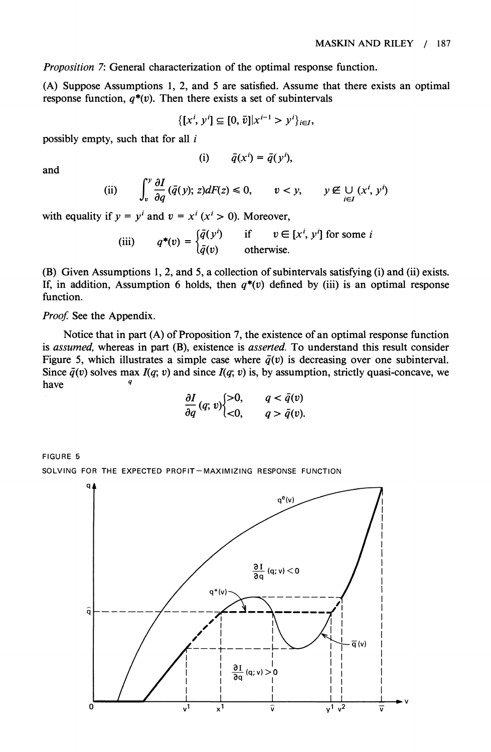*Proposition 7*: General characterization of the optimal response function.

(A) Suppose Assumptions 1, 2, and 5 are satisfied. Assume that there exists an optimal response function, $q^*(v)$. Then there exists a set of subintervals

$$\{[x^i, y^i] \subseteq [0, \bar{v}] | x^{i-1} > y^i\}_{i \in I},$$

possibly empty, such that for all $i$

$$\text{(i)} \qquad \bar{q}(x^i) = \bar{q}(y^i),$$

and

$$\text{(ii)} \qquad \int_v^y \frac{\partial I}{\partial q}(\bar{q}(y); z)dF(z) \leqslant 0, \qquad v < y, \qquad y \notin \bigcup_{i \in I} (x^i, y^i)$$

with equality if $y = y^i$ and $v = x^i$ ($x^i > 0$). Moreover,

$$\text{(iii)} \qquad q^*(v) = \begin{cases} \bar{q}(y^i) & \text{if} \quad v \in [x^i, y^i] \text{ for some } i \\ \bar{q}(v) & \text{otherwise.} \end{cases}$$

(B) Given Assumptions 1, 2, and 5, a collection of subintervals satisfying (i) and (ii) exists. If, in addition, Assumption 6 holds, then $q^*(v)$ defined by (iii) is an optimal response function.

*Proof.* See the Appendix.

Notice that in part (A) of Proposition 7, the existence of an optimal response function is *assumed*, whereas in part (B), existence is *asserted*. To understand this result consider Figure 5, which illustrates a simple case where $\bar{q}(v)$ is decreasing over one subinterval. Since $\bar{q}(v)$ solves $\max_q I(q; v)$ and since $I(q; v)$ is, by assumption, strictly quasi-concave, we have

$$\frac{\partial I}{\partial q}(q; v) \begin{cases} >0, & q < \bar{q}(v) \\ <0, & q > \bar{q}(v). \end{cases}$$

FIGURE 5

SOLVING FOR THE EXPECTED PROFIT–MAXIMIZING RESPONSE FUNCTION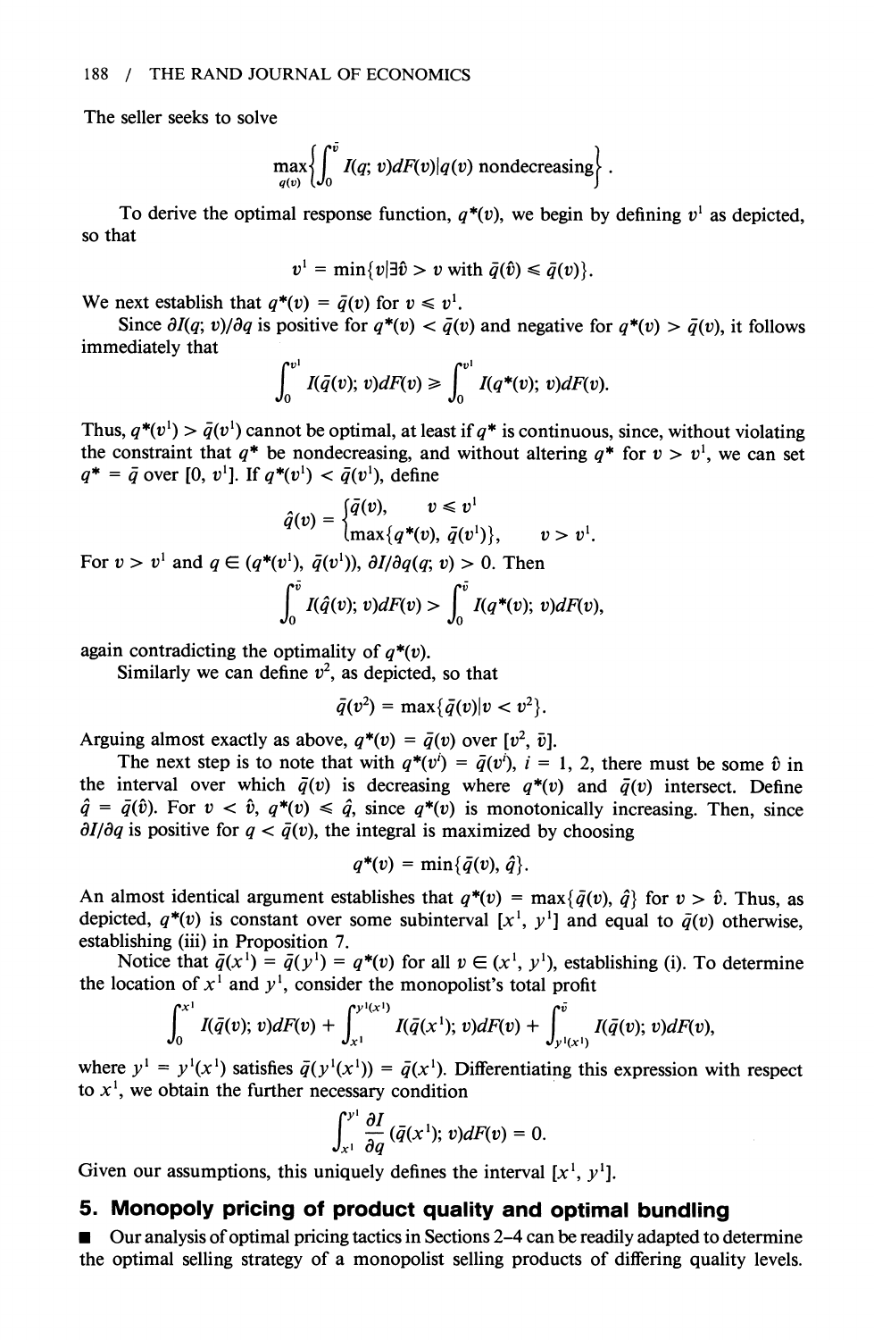The seller seeks to solve

$$\max_{q(v)} \left\{ \int_0^{\bar{v}} I(q; v) dF(v) | q(v) \text{ nondecreasing} \right\}.$$

To derive the optimal response function, $q^*(v)$, we begin by defining $v^1$ as depicted, so that

$$v^1 = \min\{v | \exists \hat{v} > v \text{ with } \bar{q}(\hat{v}) \leqslant \bar{q}(v)\}.$$

We next establish that $q^*(v) = \bar{q}(v)$ for $v \leqslant v^1$.

Since $\partial I(q; v)/\partial q$ is positive for $q^*(v) < \bar{q}(v)$ and negative for $q^*(v) > \bar{q}(v)$, it follows immediately that

$$\int_0^{v^1} I(\bar{q}(v); v) dF(v) \geqslant \int_0^{v^1} I(q^*(v); v) dF(v).$$

Thus, $q^*(v^1) > \bar{q}(v^1)$ cannot be optimal, at least if $q^*$ is continuous, since, without violating the constraint that $q^*$ be nondecreasing, and without altering $q^*$ for $v > v^1$, we can set $q^* = \bar{q}$ over $[0, v^1]$. If $q^*(v^1) < \bar{q}(v^1)$, define

$$\hat{q}(v) = \begin{cases} \bar{q}(v), & v \leqslant v^1 \\ \max\{q^*(v), \bar{q}(v^1)\}, & v > v^1. \end{cases}$$

For $v > v^1$ and $q \in (q^*(v^1), \bar{q}(v^1))$, $\partial I/\partial q(q; v) > 0$. Then

$$\int_0^{\bar{v}} I(\hat{q}(v); v) dF(v) > \int_0^{\bar{v}} I(q^*(v); v) dF(v),$$

again contradicting the optimality of $q^*(v)$.

Similarly we can define $v^2$, as depicted, so that

$$\bar{q}(v^2) = \max\{\bar{q}(v) | v < v^2\}.$$

Arguing almost exactly as above, $q^*(v) = \bar{q}(v)$ over $[v^2, \bar{v}]$.

The next step is to note that with $q^*(v^i) = \bar{q}(v^i)$, $i = 1, 2$, there must be some $\hat{v}$ in the interval over which $\bar{q}(v)$ is decreasing where $q^*(v)$ and $\bar{q}(v)$ intersect. Define $\hat{q} = \bar{q}(\hat{v})$. For $v < \hat{v}$, $q^*(v) \leqslant \hat{q}$, since $q^*(v)$ is monotonically increasing. Then, since $\partial I/\partial q$ is positive for $q < \bar{q}(v)$, the integral is maximized by choosing

$$q^*(v) = \min\{\bar{q}(v), \hat{q}\}.$$

An almost identical argument establishes that $q^*(v) = \max\{\bar{q}(v), \hat{q}\}$ for $v > \hat{v}$. Thus, as depicted, $q^*(v)$ is constant over some subinterval $[x^1, y^1]$ and equal to $\bar{q}(v)$ otherwise, establishing (iii) in Proposition 7.

Notice that $\bar{q}(x^1) = \bar{q}(y^1) = q^*(v)$ for all $v \in (x^1, y^1)$, establishing (i). To determine the location of $x^1$ and $y^1$, consider the monopolist's total profit

$$\int_0^{x^1} I(\bar{q}(v); v) dF(v) + \int_{x^1}^{y^1(x^1)} I(\bar{q}(x^1); v) dF(v) + \int_{y^1(x^1)}^{\bar{v}} I(\bar{q}(v); v) dF(v),$$

where $y^1 = y^1(x^1)$ satisfies $\bar{q}(y^1(x^1)) = \bar{q}(x^1)$. Differentiating this expression with respect to $x^1$, we obtain the further necessary condition

$$\int_{x^1}^{y^1} \frac{\partial I}{\partial q}(\bar{q}(x^1); v) dF(v) = 0.$$

Given our assumptions, this uniquely defines the interval $[x^1, y^1]$.

## 5. Monopoly pricing of product quality and optimal bundling

Our analysis of optimal pricing tactics in Sections 2–4 can be readily adapted to determine the optimal selling strategy of a monopolist selling products of differing quality levels.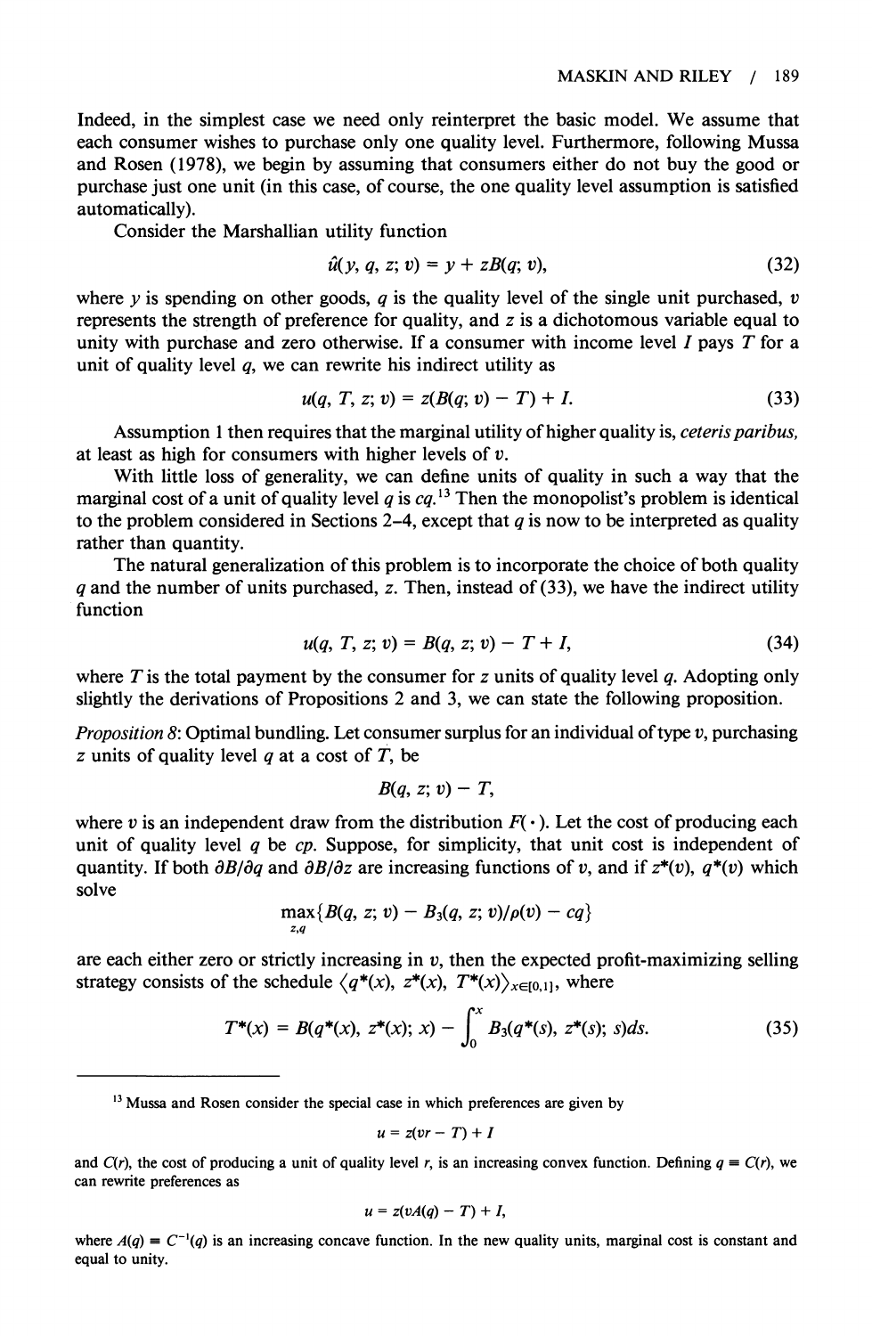Indeed, in the simplest case we need only reinterpret the basic model. We assume that each consumer wishes to purchase only one quality level. Furthermore, following Mussa and Rosen (1978), we begin by assuming that consumers either do not buy the good or purchase just one unit (in this case, of course, the one quality level assumption is satisfied automatically).

Consider the Marshallian utility function

$$\hat{u}(y, q, z; v) = y + zB(q; v), \tag{32}$$

where $y$ is spending on other goods, $q$ is the quality level of the single unit purchased, $v$ represents the strength of preference for quality, and $z$ is a dichotomous variable equal to unity with purchase and zero otherwise. If a consumer with income level $I$ pays $T$ for a unit of quality level $q$, we can rewrite his indirect utility as

$$u(q, T, z; v) = z(B(q; v) - T) + I. \tag{33}$$

Assumption 1 then requires that the marginal utility of higher quality is, *ceteris paribus*, at least as high for consumers with higher levels of $v$.

With little loss of generality, we can define units of quality in such a way that the marginal cost of a unit of quality level $q$ is $cq$.[13] Then the monopolist's problem is identical to the problem considered in Sections 2–4, except that $q$ is now to be interpreted as quality rather than quantity.

The natural generalization of this problem is to incorporate the choice of both quality $q$ and the number of units purchased, $z$. Then, instead of (33), we have the indirect utility function

$$u(q, T, z; v) = B(q, z; v) - T + I, \tag{34}$$

where $T$ is the total payment by the consumer for $z$ units of quality level $q$. Adopting only slightly the derivations of Propositions 2 and 3, we can state the following proposition.

*Proposition 8*: Optimal bundling. Let consumer surplus for an individual of type $v$, purchasing $z$ units of quality level $q$ at a cost of $T$, be

$$B(q, z; v) - T,$$

where $v$ is an independent draw from the distribution $F(\cdot)$. Let the cost of producing each unit of quality level $q$ be $cp$. Suppose, for simplicity, that unit cost is independent of quantity. If both $\partial B/\partial q$ and $\partial B/\partial z$ are increasing functions of $v$, and if $z^*(v)$, $q^*(v)$ which solve

$$\max_{z,q}\{B(q, z; v) - B_3(q, z; v)/\rho(v) - cq\}$$

are each either zero or strictly increasing in $v$, then the expected profit-maximizing selling strategy consists of the schedule $\langle q^*(x), z^*(x), T^*(x)\rangle_{x\in[0,1]}$, where

$$T^*(x) = B(q^*(x), z^*(x); x) - \int_0^x B_3(q^*(s), z^*(s); s)ds. \tag{35}$$

---

[13] Mussa and Rosen consider the special case in which preferences are given by

$$u = z(vr - T) + I$$

and $C(r)$, the cost of producing a unit of quality level $r$, is an increasing convex function. Defining $q \equiv C(r)$, we can rewrite preferences as

$$u = z(vA(q) - T) + I,$$

where $A(q) \equiv C^{-1}(q)$ is an increasing concave function. In the new quality units, marginal cost is constant and equal to unity.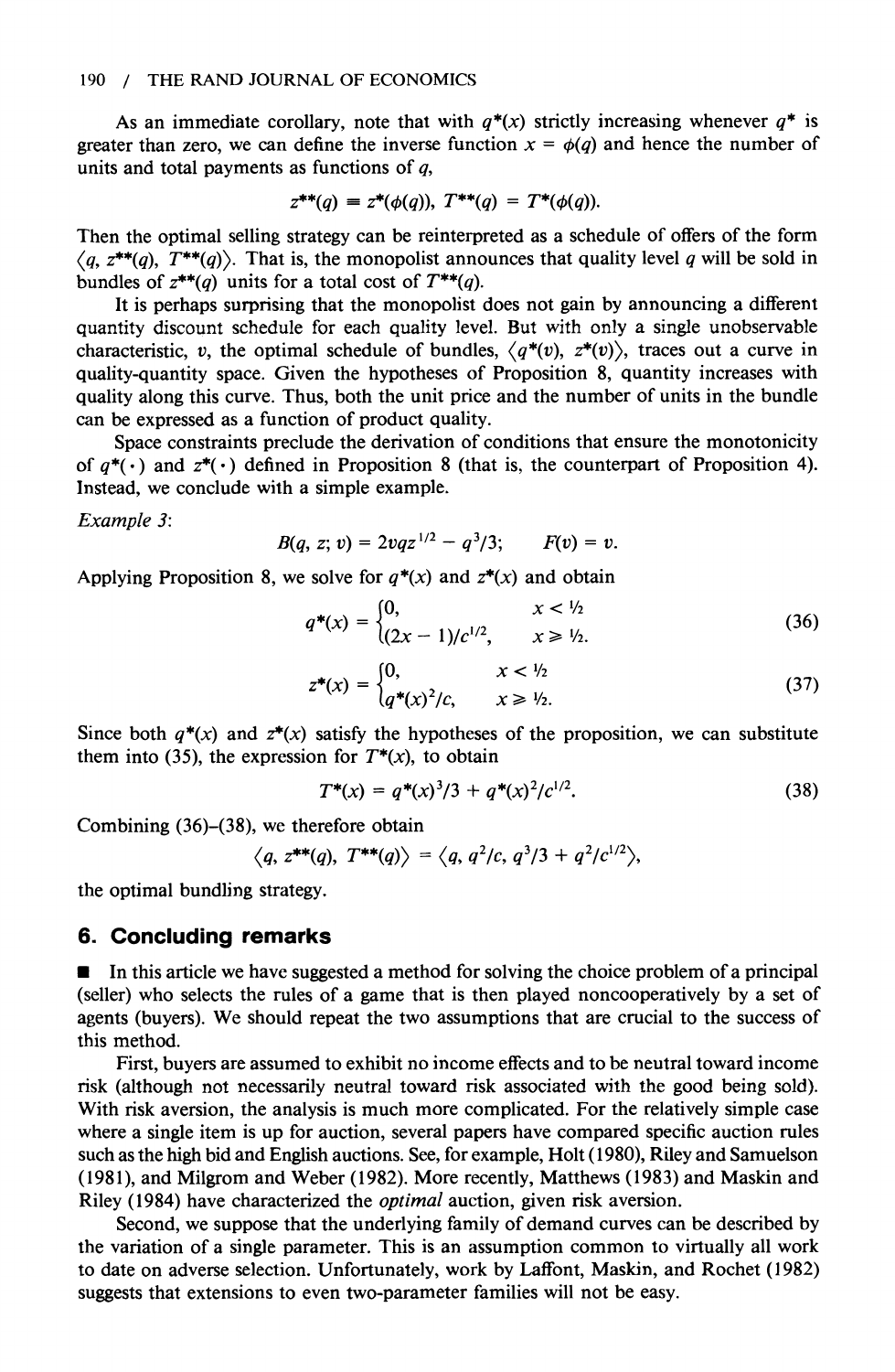As an immediate corollary, note that with $q^*(x)$ strictly increasing whenever $q^*$ is greater than zero, we can define the inverse function $x = \phi(q)$ and hence the number of units and total payments as functions of $q$,

$$z^{**}(q) \equiv z^*(\phi(q)),\ T^{**}(q) = T^*(\phi(q)).$$

Then the optimal selling strategy can be reinterpreted as a schedule of offers of the form $\langle q, z^{**}(q), T^{**}(q)\rangle$. That is, the monopolist announces that quality level $q$ will be sold in bundles of $z^{**}(q)$ units for a total cost of $T^{**}(q)$.

It is perhaps surprising that the monopolist does not gain by announcing a different quantity discount schedule for each quality level. But with only a single unobservable characteristic, $v$, the optimal schedule of bundles, $\langle q^*(v), z^*(v)\rangle$, traces out a curve in quality-quantity space. Given the hypotheses of Proposition 8, quantity increases with quality along this curve. Thus, both the unit price and the number of units in the bundle can be expressed as a function of product quality.

Space constraints preclude the derivation of conditions that ensure the monotonicity of $q^*(\cdot)$ and $z^*(\cdot)$ defined in Proposition 8 (that is, the counterpart of Proposition 4). Instead, we conclude with a simple example.

*Example 3:*

$$B(q, z; v) = 2vqz^{1/2} - q^3/3; \qquad F(v) = v.$$

Applying Proposition 8, we solve for $q^*(x)$ and $z^*(x)$ and obtain

$$q^*(x) = \begin{cases} 0, & x < 1/2 \\ (2x-1)/c^{1/2}, & x \geq 1/2. \end{cases} \tag{36}$$

$$z^*(x) = \begin{cases} 0, & x < 1/2 \\ q^*(x)^2/c, & x \geq 1/2. \end{cases} \tag{37}$$

Since both $q^*(x)$ and $z^*(x)$ satisfy the hypotheses of the proposition, we can substitute them into (35), the expression for $T^*(x)$, to obtain

$$T^*(x) = q^*(x)^3/3 + q^*(x)^2/c^{1/2}. \tag{38}$$

Combining (36)–(38), we therefore obtain

$$\langle q, z^{**}(q), T^{**}(q)\rangle = \langle q, q^2/c, q^3/3 + q^2/c^{1/2}\rangle,$$

the optimal bundling strategy.

## 6. Concluding remarks

■ In this article we have suggested a method for solving the choice problem of a principal (seller) who selects the rules of a game that is then played noncooperatively by a set of agents (buyers). We should repeat the two assumptions that are crucial to the success of this method.

First, buyers are assumed to exhibit no income effects and to be neutral toward income risk (although not necessarily neutral toward risk associated with the good being sold). With risk aversion, the analysis is much more complicated. For the relatively simple case where a single item is up for auction, several papers have compared specific auction rules such as the high bid and English auctions. See, for example, Holt (1980), Riley and Samuelson (1981), and Milgrom and Weber (1982). More recently, Matthews (1983) and Maskin and Riley (1984) have characterized the *optimal* auction, given risk aversion.

Second, we suppose that the underlying family of demand curves can be described by the variation of a single parameter. This is an assumption common to virtually all work to date on adverse selection. Unfortunately, work by Laffont, Maskin, and Rochet (1982) suggests that extensions to even two-parameter families will not be easy.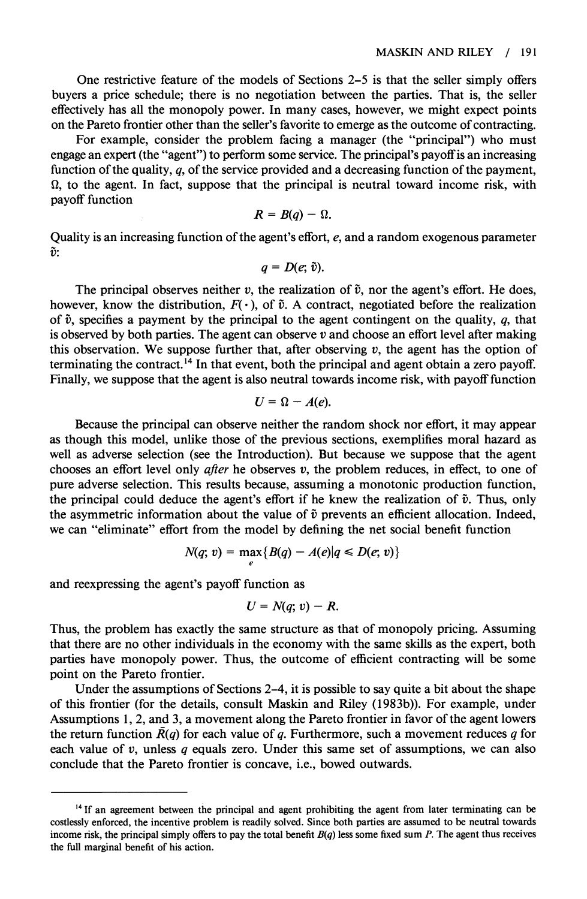One restrictive feature of the models of Sections 2–5 is that the seller simply offers buyers a price schedule; there is no negotiation between the parties. That is, the seller effectively has all the monopoly power. In many cases, however, we might expect points on the Pareto frontier other than the seller's favorite to emerge as the outcome of contracting.

For example, consider the problem facing a manager (the "principal") who must engage an expert (the "agent") to perform some service. The principal's payoff is an increasing function of the quality, $q$, of the service provided and a decreasing function of the payment, $\Omega$, to the agent. In fact, suppose that the principal is neutral toward income risk, with payoff function

$$R = B(q) - \Omega.$$

Quality is an increasing function of the agent's effort, $e$, and a random exogenous parameter $\tilde{v}$:

$$q = D(e; \tilde{v}).$$

The principal observes neither $v$, the realization of $\tilde{v}$, nor the agent's effort. He does, however, know the distribution, $F(\cdot)$, of $\tilde{v}$. A contract, negotiated before the realization of $\tilde{v}$, specifies a payment by the principal to the agent contingent on the quality, $q$, that is observed by both parties. The agent can observe $v$ and choose an effort level after making this observation. We suppose further that, after observing $v$, the agent has the option of terminating the contract.[14] In that event, both the principal and agent obtain a zero payoff. Finally, we suppose that the agent is also neutral towards income risk, with payoff function

$$U = \Omega - A(e).$$

Because the principal can observe neither the random shock nor effort, it may appear as though this model, unlike those of the previous sections, exemplifies moral hazard as well as adverse selection (see the Introduction). But because we suppose that the agent chooses an effort level only *after* he observes $v$, the problem reduces, in effect, to one of pure adverse selection. This results because, assuming a monotonic production function, the principal could deduce the agent's effort if he knew the realization of $\tilde{v}$. Thus, only the asymmetric information about the value of $\tilde{v}$ prevents an efficient allocation. Indeed, we can "eliminate" effort from the model by defining the net social benefit function

$$N(q; v) = \max_{e}\{B(q) - A(e) | q \leq D(e; v)\}$$

and reexpressing the agent's payoff function as

$$U = N(q; v) - R.$$

Thus, the problem has exactly the same structure as that of monopoly pricing. Assuming that there are no other individuals in the economy with the same skills as the expert, both parties have monopoly power. Thus, the outcome of efficient contracting will be some point on the Pareto frontier.

Under the assumptions of Sections 2–4, it is possible to say quite a bit about the shape of this frontier (for the details, consult Maskin and Riley (1983b)). For example, under Assumptions 1, 2, and 3, a movement along the Pareto frontier in favor of the agent lowers the return function $\bar{R}(q)$ for each value of $q$. Furthermore, such a movement reduces $q$ for each value of $v$, unless $q$ equals zero. Under this same set of assumptions, we can also conclude that the Pareto frontier is concave, i.e., bowed outwards.

---

[14] If an agreement between the principal and agent prohibiting the agent from later terminating can be costlessly enforced, the incentive problem is readily solved. Since both parties are assumed to be neutral towards income risk, the principal simply offers to pay the total benefit $B(q)$ less some fixed sum $P$. The agent thus receives the full marginal benefit of his action.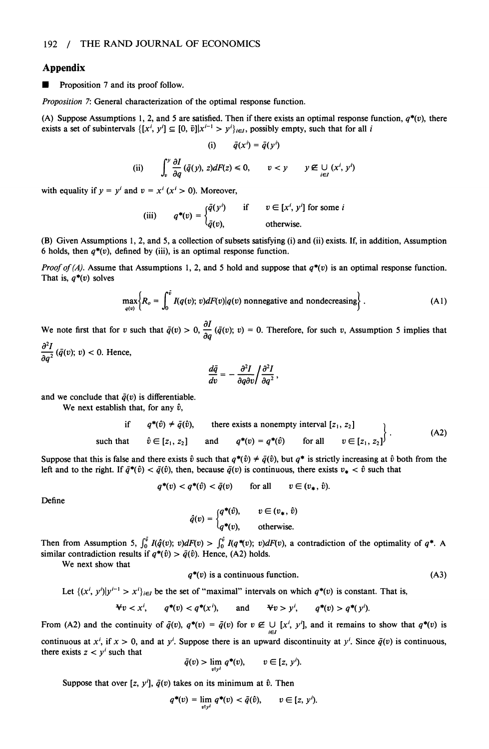## Appendix

■ Proposition 7 and its proof follow.

*Proposition 7*: General characterization of the optimal response function.

(A) Suppose Assumptions 1, 2, and 5 are satisfied. Then if there exists an optimal response function, $q^*(v)$, there exists a set of subintervals $\{[x^i, y^i] \subseteq [0, \bar{v}] | x^{i-1} > y^i\}_{i \in I}$, possibly empty, such that for all $i$

$$\text{(i)} \qquad \bar{q}(x^i) = \bar{q}(y^i)$$

$$\text{(ii)} \qquad \int_v^y \frac{\partial I}{\partial q}(\bar{q}(y), z) dF(z) \leq 0, \qquad v < y \qquad y \notin \bigcup_{i \in I} (x^i, y^i)$$

with equality if $y = y^i$ and $v = x^i$ ($x^i > 0$). Moreover,

$$\text{(iii)} \qquad q^*(v) = \begin{cases} \bar{q}(y^i) & \text{if} \quad v \in [x^i, y^i] \text{ for some } i \\ \bar{q}(v), & \text{otherwise.} \end{cases}$$

(B) Given Assumptions 1, 2, and 5, a collection of subsets satisfying (i) and (ii) exists. If, in addition, Assumption 6 holds, then $q^*(v)$, defined by (iii), is an optimal response function.

*Proof of (A).* Assume that Assumptions 1, 2, and 5 hold and suppose that $q^*(v)$ is an optimal response function. That is, $q^*(v)$ solves

$$\max_{q(v)} \left\{ R_o = \int_0^{\bar{v}} I(q(v); v) dF(v) | q(v) \text{ nonnegative and nondecreasing} \right\}. \tag{A1}$$

We note first that for $v$ such that $\bar{q}(v) > 0$, $\dfrac{\partial I}{\partial q}(\bar{q}(v); v) = 0$. Therefore, for such $v$, Assumption 5 implies that $\dfrac{\partial^2 I}{\partial q^2}(\bar{q}(v); v) < 0$. Hence,

$$\frac{d\bar{q}}{dv} = -\frac{\partial^2 I}{\partial q \partial v} \bigg/ \frac{\partial^2 I}{\partial q^2},$$

and we conclude that $\bar{q}(v)$ is differentiable.

We next establish that, for any $\hat{v}$,

$$\left. \begin{array}{llll} \text{if} & q^*(\hat{v}) \neq \bar{q}(\hat{v}), & \text{there exists a nonempty interval } [z_1, z_2] & \\ \text{such that} & \hat{v} \in [z_1, z_2] & \text{and} \quad q^*(v) = q^*(\hat{v}) & \text{for all} \quad v \in [z_1, z_2] \end{array} \right\}. \tag{A2}$$

Suppose that this is false and there exists $\hat{v}$ such that $q^*(\hat{v}) \neq \bar{q}(\hat{v})$, but $q^*$ is strictly increasing at $\hat{v}$ both from the left and to the right. If $\bar{q}^*(\hat{v}) < \bar{q}(\hat{v})$, then, because $\bar{q}(v)$ is continuous, there exists $v_* < \hat{v}$ such that

$$q^*(v) < q^*(\hat{v}) < \bar{q}(v) \qquad \text{for all} \qquad v \in (v_*, \hat{v}).$$

Define

$$\hat{q}(v) = \begin{cases} q^*(\hat{v}), & v \in (v_*, \hat{v}) \\ q^*(v), & \text{otherwise.} \end{cases}$$

Then from Assumption 5, $\int_0^{\bar{v}} I(\hat{q}(v); v) dF(v) > \int_0^{\bar{v}} I(q^*(v); v) dF(v)$, a contradiction of the optimality of $q^*$. A similar contradiction results if $q^*(\hat{v}) > \bar{q}(\hat{v})$. Hence, (A2) holds.

We next show that

$$q^*(v) \text{ is a continuous function.} \tag{A3}$$

Let $\{(x^i, y^i) | y^{i-1} > x^i\}_{i \in I}$ be the set of "maximal" intervals on which $q^*(v)$ is constant. That is,

$$\forall v < x^i, \quad q^*(v) < q^*(x^i), \qquad \text{and} \qquad \forall v > y^i, \quad q^*(v) > q^*(y^i).$$

From (A2) and the continuity of $\bar{q}(v)$, $q^*(v) = \bar{q}(v)$ for $v \notin \bigcup_{i \in I} [x^i, y^i]$, and it remains to show that $q^*(v)$ is continuous at $x^i$, if $x > 0$, and at $y^i$. Suppose there is an upward discontinuity at $y^i$. Since $\bar{q}(v)$ is continuous, there exists $z < y^i$ such that

$$\bar{q}(v) > \lim_{v \uparrow y^i} q^*(v), \qquad v \in [z, y^i).$$

Suppose that over $[z, y^i]$, $\bar{q}(v)$ takes on its minimum at $\hat{v}$. Then

$$q^*(v) = \lim_{v \uparrow y^i} q^*(v) < \bar{q}(\hat{v}), \qquad v \in [z, y^i).$$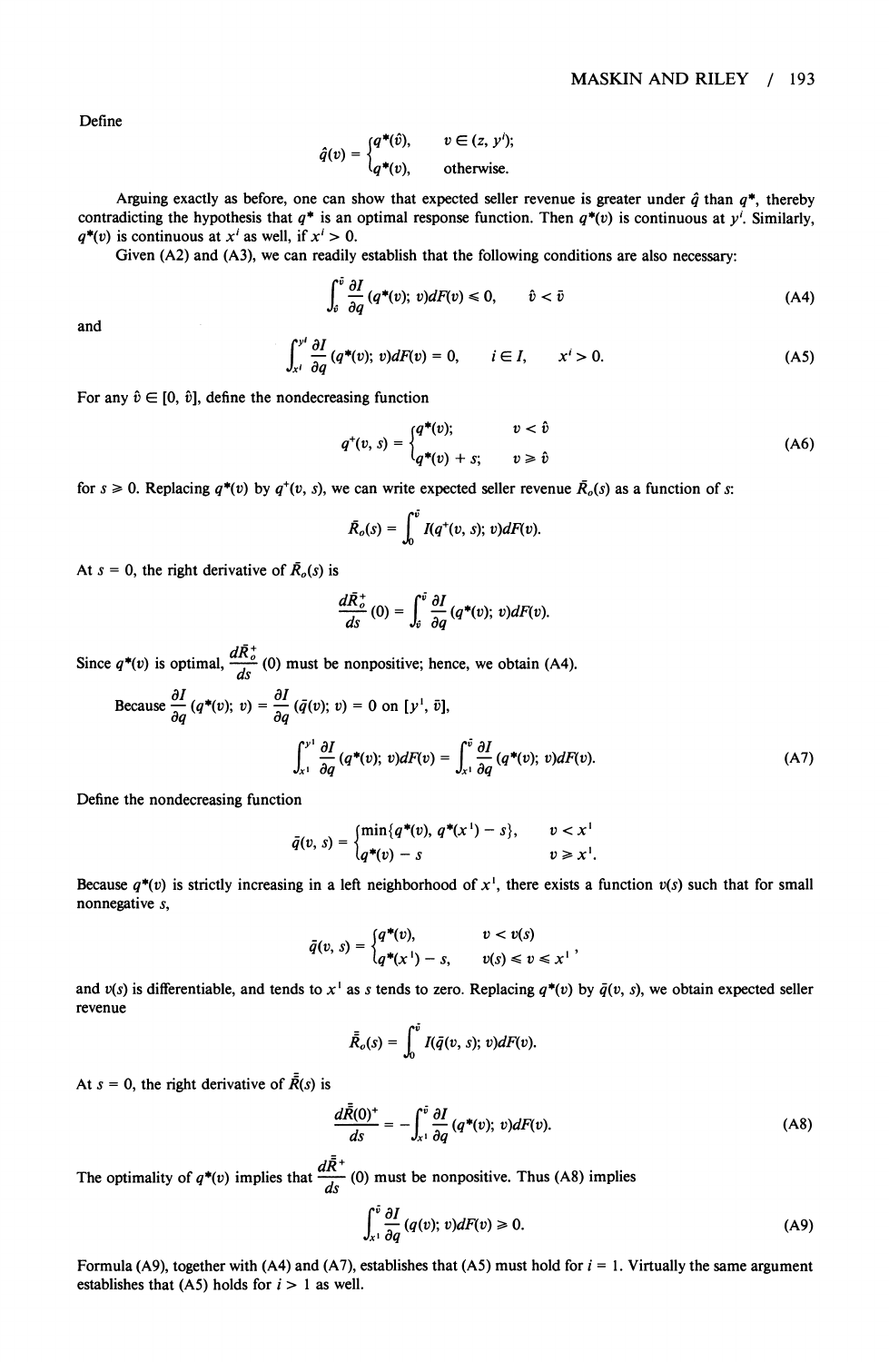Define

$$\hat{q}(v) = \begin{cases} q^*(\hat{v}), & v \in (z, y^i); \\ q^*(v), & \text{otherwise.} \end{cases}$$

Arguing exactly as before, one can show that expected seller revenue is greater under $\hat{q}$ than $q^*$, thereby contradicting the hypothesis that $q^*$ is an optimal response function. Then $q^*(v)$ is continuous at $y^i$. Similarly, $q^*(v)$ is continuous at $x^i$ as well, if $x^i > 0$.

Given (A2) and (A3), we can readily establish that the following conditions are also necessary:

$$\int_{\hat{v}}^{\bar{v}} \frac{\partial I}{\partial q}(q^*(v); v)dF(v) \leqslant 0, \qquad \hat{v} < \bar{v} \tag{A4}$$

and

$$\int_{x^i}^{y^i} \frac{\partial I}{\partial q}(q^*(v); v)dF(v) = 0, \qquad i \in I, \qquad x^i > 0. \tag{A5}$$

For any $\hat{v} \in [0, \bar{v}]$, define the nondecreasing function

$$q^+(v, s) = \begin{cases} q^*(v); & v < \hat{v} \\ q^*(v) + s; & v \geqslant \hat{v} \end{cases} \tag{A6}$$

for $s \geqslant 0$. Replacing $q^*(v)$ by $q^+(v, s)$, we can write expected seller revenue $\bar{R}_o(s)$ as a function of $s$:

$$\bar{R}_o(s) = \int_0^{\bar{v}} I(q^+(v, s); v)dF(v).$$

At $s = 0$, the right derivative of $\bar{R}_o(s)$ is

$$\frac{d\bar{R}_o^+}{ds}(0) = \int_{\hat{v}}^{\bar{v}} \frac{\partial I}{\partial q}(q^*(v); v)dF(v).$$

Since $q^*(v)$ is optimal, $\frac{d\bar{R}_o^+}{ds}(0)$ must be nonpositive; hence, we obtain (A4).

Because $\frac{\partial I}{\partial q}(q^*(v); v) = \frac{\partial I}{\partial q}(\bar{q}(v); v) = 0$ on $[y^1, \bar{v}]$,

$$\int_{x^1}^{y^1} \frac{\partial I}{\partial q}(q^*(v); v)dF(v) = \int_{x^1}^{\bar{v}} \frac{\partial I}{\partial q}(q^*(v); v)dF(v). \tag{A7}$$

Define the nondecreasing function

$$\bar{q}(v, s) = \begin{cases} \min\{q^*(v), q^*(x^1) - s\}, & v < x^1 \\ q^*(v) - s & v \geqslant x^1. \end{cases}$$

Because $q^*(v)$ is strictly increasing in a left neighborhood of $x^1$, there exists a function $v(s)$ such that for small nonnegative $s$,

$$\bar{q}(v, s) = \begin{cases} q^*(v), & v < v(s) \\ q^*(x^1) - s, & v(s) \leqslant v \leqslant x^1 \end{cases},$$

and $v(s)$ is differentiable, and tends to $x^1$ as $s$ tends to zero. Replacing $q^*(v)$ by $\bar{q}(v, s)$, we obtain expected seller revenue

$$\bar{\bar{R}}_o(s) = \int_0^{\bar{v}} I(\bar{q}(v, s); v)dF(v).$$

At $s = 0$, the right derivative of $\bar{\bar{R}}(s)$ is

$$\frac{d\bar{\bar{R}}(0)^+}{ds} = -\int_{x^1}^{\bar{v}} \frac{\partial I}{\partial q}(q^*(v); v)dF(v). \tag{A8}$$

The optimality of $q^*(v)$ implies that $\frac{d\bar{\bar{R}}^+}{ds}(0)$ must be nonpositive. Thus (A8) implies

$$\int_{x^1}^{\bar{v}} \frac{\partial I}{\partial q}(q(v); v)dF(v) \geqslant 0. \tag{A9}$$

Formula (A9), together with (A4) and (A7), establishes that (A5) must hold for $i = 1$. Virtually the same argument establishes that (A5) holds for $i > 1$ as well.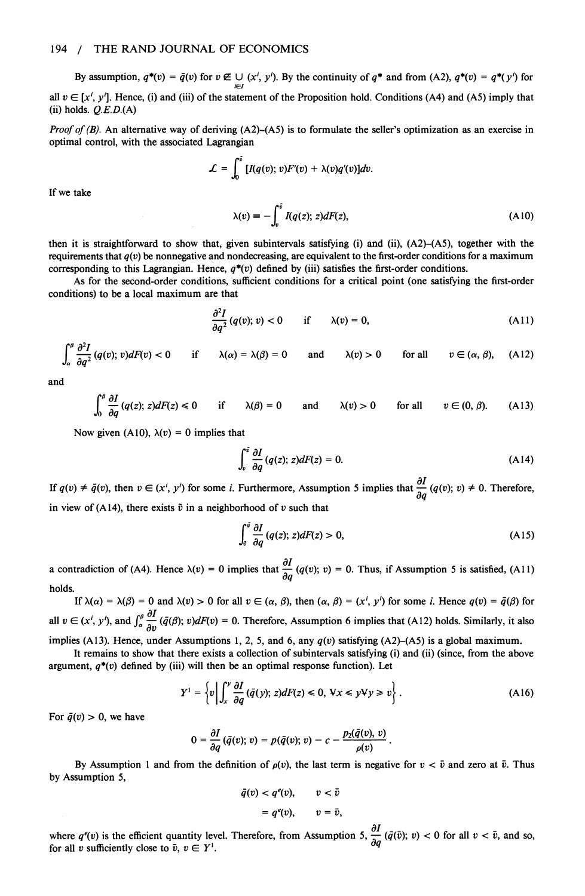By assumption, $q^*(v) = \bar{q}(v)$ for $v \not\in \bigcup_{i \in I} (x^i, y^i)$. By the continuity of $q^*$ and from (A2), $q^*(v) = q^*(y^i)$ for all $v \in [x^i, y^i]$. Hence, (i) and (iii) of the statement of the Proposition hold. Conditions (A4) and (A5) imply that (ii) holds. *Q.E.D.*(A)

*Proof of (B).* An alternative way of deriving (A2)–(A5) is to formulate the seller's optimization as an exercise in optimal control, with the associated Lagrangian

$$\mathcal{L} = \int_0^{\bar{v}} [I(q(v); v)F'(v) + \lambda(v)q'(v)]dv.$$

If we take

$$\lambda(v) \equiv -\int_v^{\bar{v}} I(q(z); z)dF(z), \tag{A10}$$

then it is straightforward to show that, given subintervals satisfying (i) and (ii), (A2)–(A5), together with the requirements that $q(v)$ be nonnegative and nondecreasing, are equivalent to the first-order conditions for a maximum corresponding to this Lagrangian. Hence, $q^*(v)$ defined by (iii) satisfies the first-order conditions.

As for the second-order conditions, sufficient conditions for a critical point (one satisfying the first-order conditions) to be a local maximum are that

$$\frac{\partial^2 I}{\partial q^2}(q(v); v) < 0 \quad \text{if} \quad \lambda(v) = 0, \tag{A11}$$

$$\int_\alpha^\beta \frac{\partial^2 I}{\partial q^2}(q(v); v)dF(v) < 0 \quad \text{if} \quad \lambda(\alpha) = \lambda(\beta) = 0 \quad \text{and} \quad \lambda(v) > 0 \quad \text{for all} \quad v \in (\alpha, \beta), \tag{A12}$$

and

$$\int_0^\beta \frac{\partial I}{\partial q}(q(z); z)dF(z) \leq 0 \quad \text{if} \quad \lambda(\beta) = 0 \quad \text{and} \quad \lambda(v) > 0 \quad \text{for all} \quad v \in (0, \beta). \tag{A13}$$

Now given (A10), $\lambda(v) = 0$ implies that

$$\int_v^{\bar{v}} \frac{\partial I}{\partial q}(q(z); z)dF(z) = 0. \tag{A14}$$

If $q(v) \neq \bar{q}(v)$, then $v \in (x^i, y^i)$ for some $i$. Furthermore, Assumption 5 implies that $\frac{\partial I}{\partial q}(q(v); v) \neq 0$. Therefore, in view of (A14), there exists $\tilde{v}$ in a neighborhood of $v$ such that

$$\int_v^{\tilde{v}} \frac{\partial I}{\partial q}(q(z); z)dF(z) > 0, \tag{A15}$$

a contradiction of (A4). Hence $\lambda(v) = 0$ implies that $\frac{\partial I}{\partial q}(q(v); v) = 0$. Thus, if Assumption 5 is satisfied, (A11) holds.

If $\lambda(\alpha) = \lambda(\beta) = 0$ and $\lambda(v) > 0$ for all $v \in (\alpha, \beta)$, then $(\alpha, \beta) = (x^i, y^i)$ for some $i$. Hence $q(v) = \bar{q}(\beta)$ for all $v \in (x^i, y^i)$, and $\int_\alpha^\beta \frac{\partial I}{\partial v}(\bar{q}(\beta); v)dF(v) = 0$. Therefore, Assumption 6 implies that (A12) holds. Similarly, it also implies (A13). Hence, under Assumptions 1, 2, 5, and 6, any $q(v)$ satisfying (A2)–(A5) is a global maximum.

It remains to show that there exists a collection of subintervals satisfying (i) and (ii) (since, from the above argument, $q^*(v)$ defined by (iii) will then be an optimal response function). Let

$$Y^1 = \left\{ v \,\middle|\, \int_x^y \frac{\partial I}{\partial q}(\bar{q}(y); z)dF(z) \leq 0, \forall x \leq y \forall y \geq v \right\}. \tag{A16}$$

For $\bar{q}(v) > 0$, we have

$$0 = \frac{\partial I}{\partial q}(\bar{q}(v); v) = p(\bar{q}(v); v) - c - \frac{p_2(\bar{q}(v), v)}{\rho(v)}.$$

By Assumption 1 and from the definition of $\rho(v)$, the last term is negative for $v < \bar{v}$ and zero at $\bar{v}$. Thus by Assumption 5,

$$\bar{q}(v) < q^e(v), \qquad v < \bar{v}$$
$$= q^e(v), \qquad v = \bar{v},$$

where $q^e(v)$ is the efficient quantity level. Therefore, from Assumption 5, $\frac{\partial I}{\partial q}(\bar{q}(\bar{v}); v) < 0$ for all $v < \bar{v}$, and so, for all $v$ sufficiently close to $\bar{v}$, $v \in Y^1$.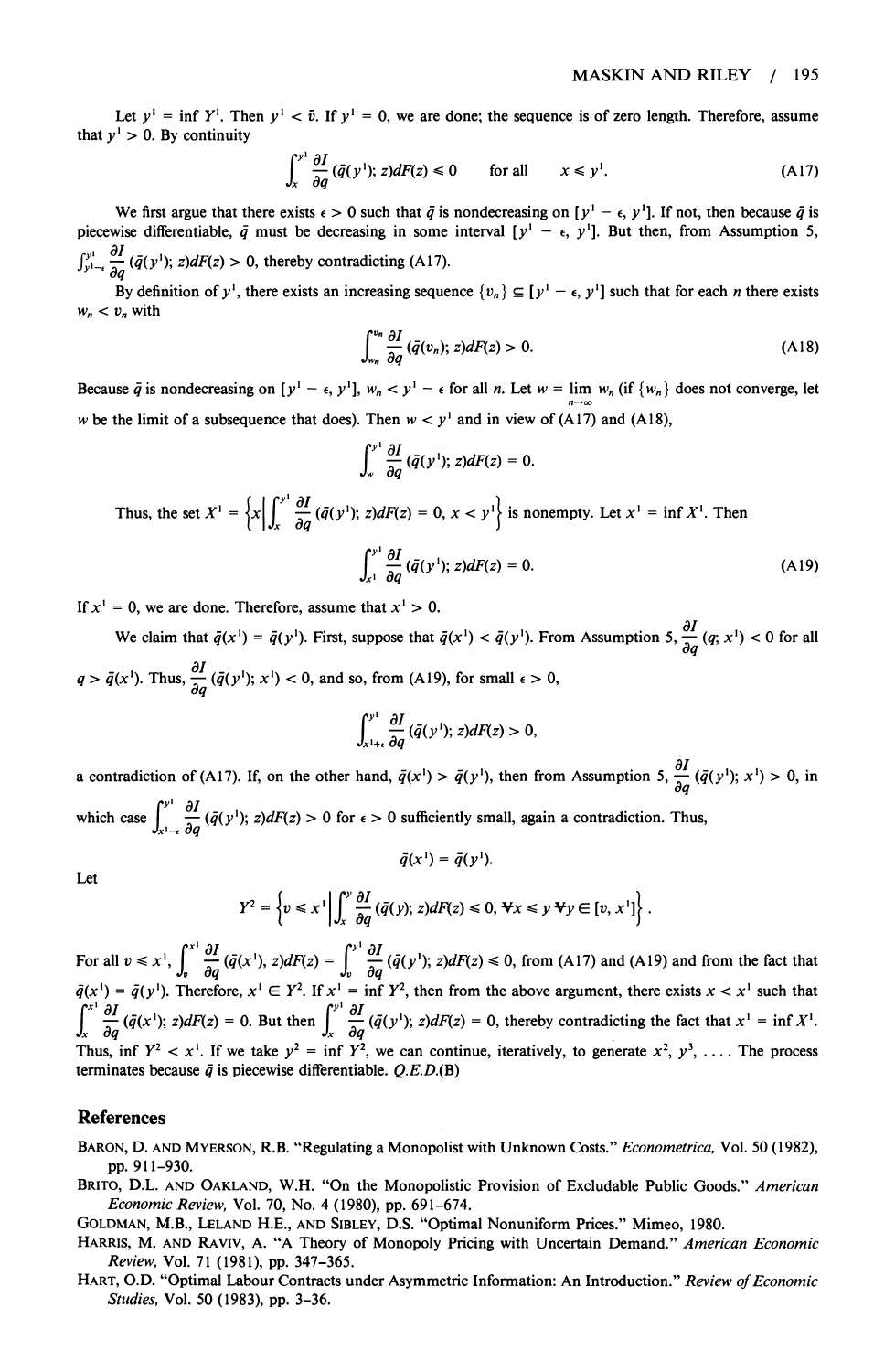Let $y^1 = \inf Y^1$. Then $y^1 < \bar{v}$. If $y^1 = 0$, we are done; the sequence is of zero length. Therefore, assume that $y^1 > 0$. By continuity

$$\int_x^{y^1} \frac{\partial I}{\partial q}(\bar{q}(y^1); z)dF(z) \leq 0 \quad \text{for all} \quad x \leq y^1. \tag{A17}$$

We first argue that there exists $\epsilon > 0$ such that $\bar{q}$ is nondecreasing on $[y^1 - \epsilon, y^1]$. If not, then because $\bar{q}$ is piecewise differentiable, $\bar{q}$ must be decreasing in some interval $[y^1 - \epsilon, y^1]$. But then, from Assumption 5, $\int_{y^1-\epsilon}^{y^1} \frac{\partial I}{\partial q}(\bar{q}(y^1); z)dF(z) > 0$, thereby contradicting (A17).

By definition of $y^1$, there exists an increasing sequence $\{v_n\} \subseteq [y^1 - \epsilon, y^1]$ such that for each $n$ there exists $w_n < v_n$ with

$$\int_{w_n}^{v_n} \frac{\partial I}{\partial q}(\bar{q}(v_n); z)dF(z) > 0. \tag{A18}$$

Because $\bar{q}$ is nondecreasing on $[y^1 - \epsilon, y^1]$, $w_n < y^1 - \epsilon$ for all $n$. Let $w = \lim_{n\to\infty} w_n$ (if $\{w_n\}$ does not converge, let $w$ be the limit of a subsequence that does). Then $w < y^1$ and in view of (A17) and (A18),

$$\int_w^{y^1} \frac{\partial I}{\partial q}(\bar{q}(y^1); z)dF(z) = 0.$$

Thus, the set $X^1 = \left\{x \middle| \int_x^{y^1} \frac{\partial I}{\partial q}(\bar{q}(y^1); z)dF(z) = 0, x < y^1\right\}$ is nonempty. Let $x^1 = \inf X^1$. Then

$$\int_{x^1}^{y^1} \frac{\partial I}{\partial q}(\bar{q}(y^1); z)dF(z) = 0. \tag{A19}$$

If $x^1 = 0$, we are done. Therefore, assume that $x^1 > 0$.

We claim that $\bar{q}(x^1) = \bar{q}(y^1)$. First, suppose that $\bar{q}(x^1) < \bar{q}(y^1)$. From Assumption 5, $\frac{\partial I}{\partial q}(q; x^1) < 0$ for all $q > \bar{q}(x^1)$. Thus, $\frac{\partial I}{\partial q}(\bar{q}(y^1); x^1) < 0$, and so, from (A19), for small $\epsilon > 0$,

$$\int_{x^1+\epsilon}^{y^1} \frac{\partial I}{\partial q}(\bar{q}(y^1); z)dF(z) > 0,$$

a contradiction of (A17). If, on the other hand, $\bar{q}(x^1) > \bar{q}(y^1)$, then from Assumption 5, $\frac{\partial I}{\partial q}(\bar{q}(y^1); x^1) > 0$, in which case $\int_{x^1-\epsilon}^{y^1} \frac{\partial I}{\partial q}(\bar{q}(y^1); z)dF(z) > 0$ for $\epsilon > 0$ sufficiently small, again a contradiction. Thus,

$$\bar{q}(x^1) = \bar{q}(y^1).$$

Let

$$Y^2 = \left\{v \leq x^1 \middle| \int_x^y \frac{\partial I}{\partial q}(\bar{q}(y); z)dF(z) \leq 0, \forall x \leq y \, \forall y \in [v, x^1]\right\}.$$

For all $v \leq x^1$, $\int_v^{x^1} \frac{\partial I}{\partial q}(\bar{q}(x^1), z)dF(z) = \int_v^{y^1} \frac{\partial I}{\partial q}(\bar{q}(y^1); z)dF(z) \leq 0$, from (A17) and (A19) and from the fact that $\bar{q}(x^1) = \bar{q}(y^1)$. Therefore, $x^1 \in Y^2$. If $x^1 = \inf Y^2$, then from the above argument, there exists $x < x^1$ such that $\int_x^{x^1} \frac{\partial I}{\partial q}(\bar{q}(x^1); z)dF(z) = 0$. But then $\int_x^{y^1} \frac{\partial I}{\partial q}(\bar{q}(y^1); z)dF(z) = 0$, thereby contradicting the fact that $x^1 = \inf X^1$. Thus, $\inf Y^2 < x^1$. If we take $y^2 = \inf Y^2$, we can continue, iteratively, to generate $x^2, y^3, \ldots$. The process terminates because $\bar{q}$ is piecewise differentiable. *Q.E.D.*(B)

## References

BARON, D. AND MYERSON, R.B. "Regulating a Monopolist with Unknown Costs." *Econometrica*, Vol. 50 (1982), pp. 911–930.

BRITO, D.L. AND OAKLAND, W.H. "On the Monopolistic Provision of Excludable Public Goods." *American Economic Review*, Vol. 70, No. 4 (1980), pp. 691–674.

GOLDMAN, M.B., LELAND H.E., AND SIBLEY, D.S. "Optimal Nonuniform Prices." Mimeo, 1980.

HARRIS, M. AND RAVIV, A. "A Theory of Monopoly Pricing with Uncertain Demand." *American Economic Review*, Vol. 71 (1981), pp. 347–365.

HART, O.D. "Optimal Labour Contracts under Asymmetric Information: An Introduction." *Review of Economic Studies*, Vol. 50 (1983), pp. 3–36.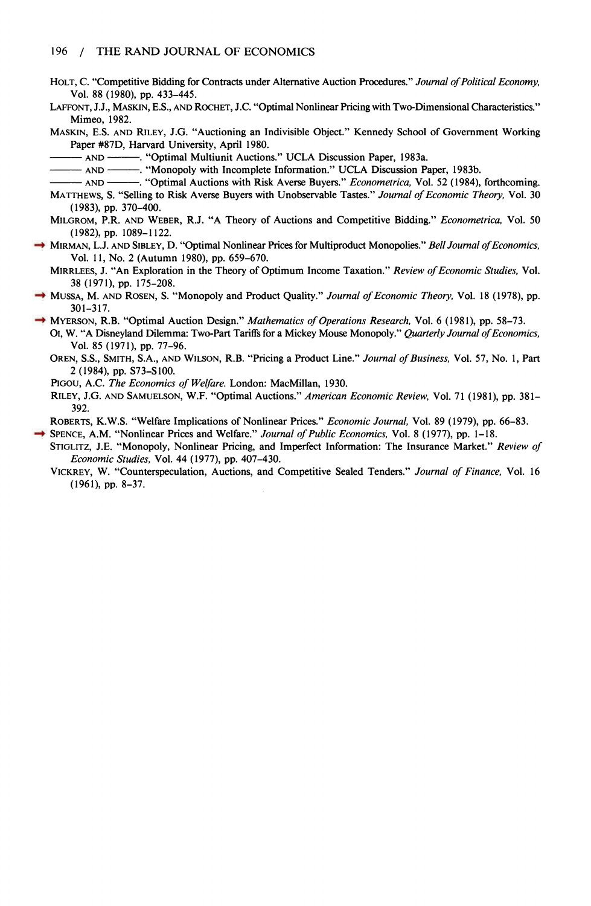HOLT, C. "Competitive Bidding for Contracts under Alternative Auction Procedures." *Journal of Political Economy*, Vol. 88 (1980), pp. 433–445.

LAFFONT, J.J., MASKIN, E.S., AND ROCHET, J.C. "Optimal Nonlinear Pricing with Two-Dimensional Characteristics." Mimeo, 1982.

MASKIN, E.S. AND RILEY, J.G. "Auctioning an Indivisible Object." Kennedy School of Government Working Paper #87D, Harvard University, April 1980.

——— AND ———. "Optimal Multiunit Auctions." UCLA Discussion Paper, 1983a.

——— AND ———. "Monopoly with Incomplete Information." UCLA Discussion Paper, 1983b.

——— AND ———. "Optimal Auctions with Risk Averse Buyers." *Econometrica*, Vol. 52 (1984), forthcoming.

MATTHEWS, S. "Selling to Risk Averse Buyers with Unobservable Tastes." *Journal of Economic Theory*, Vol. 30 (1983), pp. 370–400.

MILGROM, P.R. AND WEBER, R.J. "A Theory of Auctions and Competitive Bidding." *Econometrica*, Vol. 50 (1982), pp. 1089–1122.

MIRMAN, L.J. AND SIBLEY, D. "Optimal Nonlinear Prices for Multiproduct Monopolies." *Bell Journal of Economics*, Vol. 11, No. 2 (Autumn 1980), pp. 659–670.

MIRRLEES, J. "An Exploration in the Theory of Optimum Income Taxation." *Review of Economic Studies*, Vol. 38 (1971), pp. 175–208.

MUSSA, M. AND ROSEN, S. "Monopoly and Product Quality." *Journal of Economic Theory*, Vol. 18 (1978), pp. 301–317.

MYERSON, R.B. "Optimal Auction Design." *Mathematics of Operations Research*, Vol. 6 (1981), pp. 58–73.

OI, W. "A Disneyland Dilemma: Two-Part Tariffs for a Mickey Mouse Monopoly." *Quarterly Journal of Economics*, Vol. 85 (1971), pp. 77–96.

OREN, S.S., SMITH, S.A., AND WILSON, R.B. "Pricing a Product Line." *Journal of Business*, Vol. 57, No. 1, Part 2 (1984), pp. S73–S100.

PIGOU, A.C. *The Economics of Welfare*. London: MacMillan, 1930.

RILEY, J.G. AND SAMUELSON, W.F. "Optimal Auctions." *American Economic Review*, Vol. 71 (1981), pp. 381–392.

ROBERTS, K.W.S. "Welfare Implications of Nonlinear Prices." *Economic Journal*, Vol. 89 (1979), pp. 66–83.

SPENCE, A.M. "Nonlinear Prices and Welfare." *Journal of Public Economics*, Vol. 8 (1977), pp. 1–18.

STIGLITZ, J.E. "Monopoly, Nonlinear Pricing, and Imperfect Information: The Insurance Market." *Review of Economic Studies*, Vol. 44 (1977), pp. 407–430.

VICKREY, W. "Counterspeculation, Auctions, and Competitive Sealed Tenders." *Journal of Finance*, Vol. 16 (1961), pp. 8–37.